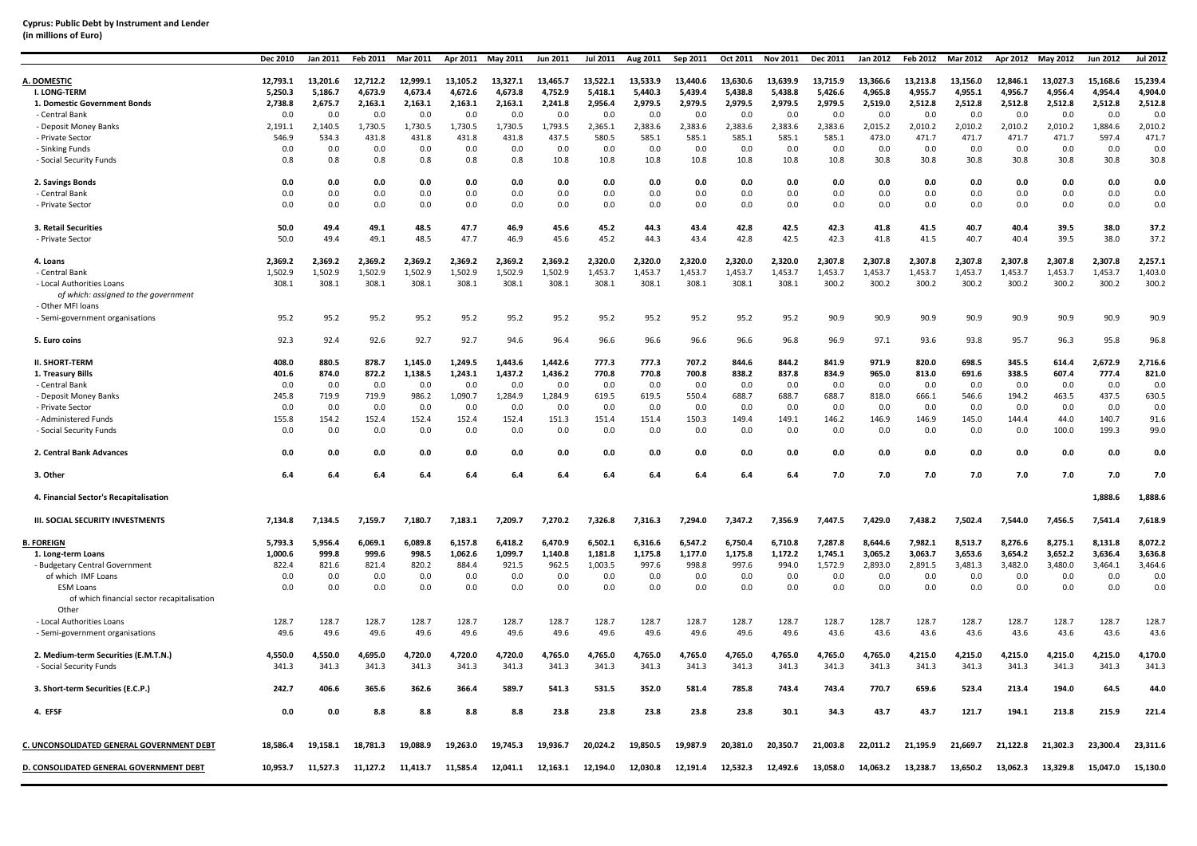**Cyprus: Public Debt by Instrument and Lender**
**(in millions of Euro)**

| | Dec 2010 | Jan 2011 | Feb 2011 | Mar 2011 | Apr 2011 | May 2011 | Jun 2011 | Jul 2011 | Aug 2011 | Sep 2011 | Oct 2011 | Nov 2011 | Dec 2011 | Jan 2012 | Feb 2012 | Mar 2012 | Apr 2012 | May 2012 | Jun 2012 | Jul 2012 |
|---|---|---|---|---|---|---|---|---|---|---|---|---|---|---|---|---|---|---|---|---|
| **A. DOMESTIC** | **12,793.1** | **13,201.6** | **12,712.2** | **12,999.1** | **13,105.2** | **13,327.1** | **13,465.7** | **13,522.1** | **13,533.9** | **13,440.6** | **13,630.6** | **13,639.9** | **13,715.9** | **13,366.6** | **13,213.8** | **13,156.0** | **12,846.1** | **13,027.3** | **15,168.6** | **15,239.4** |
| **I. LONG-TERM** | **5,250.3** | **5,186.7** | **4,673.9** | **4,673.4** | **4,672.6** | **4,673.8** | **4,752.9** | **5,418.1** | **5,440.3** | **5,439.4** | **5,438.8** | **5,438.8** | **5,426.6** | **4,965.8** | **4,955.7** | **4,955.1** | **4,956.7** | **4,956.4** | **4,954.4** | **4,904.0** |
| **1. Domestic Government Bonds** | **2,738.8** | **2,675.7** | **2,163.1** | **2,163.1** | **2,163.1** | **2,163.1** | **2,241.8** | **2,956.4** | **2,979.5** | **2,979.5** | **2,979.5** | **2,979.5** | **2,979.5** | **2,519.0** | **2,512.8** | **2,512.8** | **2,512.8** | **2,512.8** | **2,512.8** | **2,512.8** |
| - Central Bank | 0.0 | 0.0 | 0.0 | 0.0 | 0.0 | 0.0 | 0.0 | 0.0 | 0.0 | 0.0 | 0.0 | 0.0 | 0.0 | 0.0 | 0.0 | 0.0 | 0.0 | 0.0 | 0.0 | 0.0 |
| - Deposit Money Banks | 2,191.1 | 2,140.5 | 1,730.5 | 1,730.5 | 1,730.5 | 1,730.5 | 1,793.5 | 2,365.1 | 2,383.6 | 2,383.6 | 2,383.6 | 2,383.6 | 2,383.6 | 2,015.2 | 2,010.2 | 2,010.2 | 2,010.2 | 2,010.2 | 1,884.6 | 2,010.2 |
| - Private Sector | 546.9 | 534.3 | 431.8 | 431.8 | 431.8 | 431.8 | 437.5 | 580.5 | 585.1 | 585.1 | 585.1 | 585.1 | 585.1 | 473.0 | 471.7 | 471.7 | 471.7 | 471.7 | 597.4 | 471.7 |
| - Sinking Funds | 0.0 | 0.0 | 0.0 | 0.0 | 0.0 | 0.0 | 0.0 | 0.0 | 0.0 | 0.0 | 0.0 | 0.0 | 0.0 | 0.0 | 0.0 | 0.0 | 0.0 | 0.0 | 0.0 | 0.0 |
| - Social Security Funds | 0.8 | 0.8 | 0.8 | 0.8 | 0.8 | 0.8 | 10.8 | 10.8 | 10.8 | 10.8 | 10.8 | 10.8 | 10.8 | 30.8 | 30.8 | 30.8 | 30.8 | 30.8 | 30.8 | 30.8 |
| **2. Savings Bonds** | **0.0** | **0.0** | **0.0** | **0.0** | **0.0** | **0.0** | **0.0** | **0.0** | **0.0** | **0.0** | **0.0** | **0.0** | **0.0** | **0.0** | **0.0** | **0.0** | **0.0** | **0.0** | **0.0** | **0.0** |
| - Central Bank | 0.0 | 0.0 | 0.0 | 0.0 | 0.0 | 0.0 | 0.0 | 0.0 | 0.0 | 0.0 | 0.0 | 0.0 | 0.0 | 0.0 | 0.0 | 0.0 | 0.0 | 0.0 | 0.0 | 0.0 |
| - Private Sector | 0.0 | 0.0 | 0.0 | 0.0 | 0.0 | 0.0 | 0.0 | 0.0 | 0.0 | 0.0 | 0.0 | 0.0 | 0.0 | 0.0 | 0.0 | 0.0 | 0.0 | 0.0 | 0.0 | 0.0 |
| **3. Retail Securities** | **50.0** | **49.4** | **49.1** | **48.5** | **47.7** | **46.9** | **45.6** | **45.2** | **44.3** | **43.4** | **42.8** | **42.5** | **42.3** | **41.8** | **41.5** | **40.7** | **40.4** | **39.5** | **38.0** | **37.2** |
| - Private Sector | 50.0 | 49.4 | 49.1 | 48.5 | 47.7 | 46.9 | 45.6 | 45.2 | 44.3 | 43.4 | 42.8 | 42.5 | 42.3 | 41.8 | 41.5 | 40.7 | 40.4 | 39.5 | 38.0 | 37.2 |
| **4. Loans** | **2,369.2** | **2,369.2** | **2,369.2** | **2,369.2** | **2,369.2** | **2,369.2** | **2,369.2** | **2,320.0** | **2,320.0** | **2,320.0** | **2,320.0** | **2,320.0** | **2,307.8** | **2,307.8** | **2,307.8** | **2,307.8** | **2,307.8** | **2,307.8** | **2,307.8** | **2,257.1** |
| - Central Bank | 1,502.9 | 1,502.9 | 1,502.9 | 1,502.9 | 1,502.9 | 1,502.9 | 1,502.9 | 1,453.7 | 1,453.7 | 1,453.7 | 1,453.7 | 1,453.7 | 1,453.7 | 1,453.7 | 1,453.7 | 1,453.7 | 1,453.7 | 1,453.7 | 1,453.7 | 1,403.0 |
| - Local Authorities Loans | 308.1 | 308.1 | 308.1 | 308.1 | 308.1 | 308.1 | 308.1 | 308.1 | 308.1 | 308.1 | 308.1 | 308.1 | 300.2 | 300.2 | 300.2 | 300.2 | 300.2 | 300.2 | 300.2 | 300.2 |
| *of which: assigned to the government* | | | | | | | | | | | | | | | | | | | | |
| - Other MFI loans | | | | | | | | | | | | | | | | | | | | |
| - Semi-government organisations | 95.2 | 95.2 | 95.2 | 95.2 | 95.2 | 95.2 | 95.2 | 95.2 | 95.2 | 95.2 | 95.2 | 95.2 | 90.9 | 90.9 | 90.9 | 90.9 | 90.9 | 90.9 | 90.9 | 90.9 |
| **5. Euro coins** | 92.3 | 92.4 | 92.6 | 92.7 | 92.7 | 94.6 | 96.4 | 96.6 | 96.6 | 96.6 | 96.6 | 96.8 | 96.9 | 97.1 | 93.6 | 93.8 | 95.7 | 96.3 | 95.8 | 96.8 |
| **II. SHORT-TERM** | **408.0** | **880.5** | **878.7** | **1,145.0** | **1,249.5** | **1,443.6** | **1,442.6** | **777.3** | **777.3** | **707.2** | **844.6** | **844.2** | **841.9** | **971.9** | **820.0** | **698.5** | **345.5** | **614.4** | **2,672.9** | **2,716.6** |
| **1. Treasury Bills** | **401.6** | **874.0** | **872.2** | **1,138.5** | **1,243.1** | **1,437.2** | **1,436.2** | **770.8** | **770.8** | **700.8** | **838.2** | **837.8** | **834.9** | **965.0** | **813.0** | **691.6** | **338.5** | **607.4** | **777.4** | **821.0** |
| - Central Bank | 0.0 | 0.0 | 0.0 | 0.0 | 0.0 | 0.0 | 0.0 | 0.0 | 0.0 | 0.0 | 0.0 | 0.0 | 0.0 | 0.0 | 0.0 | 0.0 | 0.0 | 0.0 | 0.0 | 0.0 |
| - Deposit Money Banks | 245.8 | 719.9 | 719.9 | 986.2 | 1,090.7 | 1,284.9 | 1,284.9 | 619.5 | 619.5 | 550.4 | 688.7 | 688.7 | 688.7 | 818.0 | 666.1 | 546.6 | 194.2 | 463.5 | 437.5 | 630.5 |
| - Private Sector | 0.0 | 0.0 | 0.0 | 0.0 | 0.0 | 0.0 | 0.0 | 0.0 | 0.0 | 0.0 | 0.0 | 0.0 | 0.0 | 0.0 | 0.0 | 0.0 | 0.0 | 0.0 | 0.0 | 0.0 |
| - Administered Funds | 155.8 | 154.2 | 152.4 | 152.4 | 152.4 | 152.4 | 151.3 | 151.4 | 151.4 | 150.3 | 149.4 | 149.1 | 146.2 | 146.9 | 146.9 | 145.0 | 144.4 | 44.0 | 140.7 | 91.6 |
| - Social Security Funds | 0.0 | 0.0 | 0.0 | 0.0 | 0.0 | 0.0 | 0.0 | 0.0 | 0.0 | 0.0 | 0.0 | 0.0 | 0.0 | 0.0 | 0.0 | 0.0 | 0.0 | 100.0 | 199.3 | 99.0 |
| **2. Central Bank Advances** | **0.0** | **0.0** | **0.0** | **0.0** | **0.0** | **0.0** | **0.0** | **0.0** | **0.0** | **0.0** | **0.0** | **0.0** | **0.0** | **0.0** | **0.0** | **0.0** | **0.0** | **0.0** | **0.0** | **0.0** |
| **3. Other** | **6.4** | **6.4** | **6.4** | **6.4** | **6.4** | **6.4** | **6.4** | **6.4** | **6.4** | **6.4** | **6.4** | **6.4** | **7.0** | **7.0** | **7.0** | **7.0** | **7.0** | **7.0** | **7.0** | **7.0** |
| **4. Financial Sector's Recapitalisation** | | | | | | | | | | | | | | | | | | | **1,888.6** | **1,888.6** |
| **III. SOCIAL SECURITY INVESTMENTS** | **7,134.8** | **7,134.5** | **7,159.7** | **7,180.7** | **7,183.1** | **7,209.7** | **7,270.2** | **7,326.8** | **7,316.3** | **7,294.0** | **7,347.2** | **7,356.9** | **7,447.5** | **7,429.0** | **7,438.2** | **7,502.4** | **7,544.0** | **7,456.5** | **7,541.4** | **7,618.9** |
| **B. FOREIGN** | **5,793.3** | **5,956.4** | **6,069.1** | **6,089.8** | **6,157.8** | **6,418.2** | **6,470.9** | **6,502.1** | **6,316.6** | **6,547.2** | **6,750.4** | **6,710.8** | **7,287.8** | **8,644.6** | **7,982.1** | **8,513.7** | **8,276.6** | **8,275.1** | **8,131.8** | **8,072.2** |
| **1. Long-term Loans** | **1,000.6** | **999.8** | **999.6** | **998.5** | **1,062.6** | **1,099.7** | **1,140.8** | **1,181.8** | **1,175.8** | **1,177.0** | **1,175.8** | **1,172.2** | **1,745.1** | **3,065.2** | **3,063.7** | **3,653.6** | **3,654.2** | **3,652.2** | **3,636.4** | **3,636.8** |
| - Budgetary Central Government | 822.4 | 821.6 | 821.4 | 820.2 | 884.4 | 921.5 | 962.5 | 1,003.5 | 997.6 | 998.8 | 997.6 | 994.0 | 1,572.9 | 2,893.0 | 2,891.5 | 3,481.3 | 3,482.0 | 3,480.0 | 3,464.1 | 3,464.6 |
| of which IMF Loans | 0.0 | 0.0 | 0.0 | 0.0 | 0.0 | 0.0 | 0.0 | 0.0 | 0.0 | 0.0 | 0.0 | 0.0 | 0.0 | 0.0 | 0.0 | 0.0 | 0.0 | 0.0 | 0.0 | 0.0 |
| ESM Loans | 0.0 | 0.0 | 0.0 | 0.0 | 0.0 | 0.0 | 0.0 | 0.0 | 0.0 | 0.0 | 0.0 | 0.0 | 0.0 | 0.0 | 0.0 | 0.0 | 0.0 | 0.0 | 0.0 | 0.0 |
| of which financial sector recapitalisation | | | | | | | | | | | | | | | | | | | | |
| Other | | | | | | | | | | | | | | | | | | | | |
| - Local Authorities Loans | 128.7 | 128.7 | 128.7 | 128.7 | 128.7 | 128.7 | 128.7 | 128.7 | 128.7 | 128.7 | 128.7 | 128.7 | 128.7 | 128.7 | 128.7 | 128.7 | 128.7 | 128.7 | 128.7 | 128.7 |
| - Semi-government organisations | 49.6 | 49.6 | 49.6 | 49.6 | 49.6 | 49.6 | 49.6 | 49.6 | 49.6 | 49.6 | 49.6 | 49.6 | 43.6 | 43.6 | 43.6 | 43.6 | 43.6 | 43.6 | 43.6 | 43.6 |
| **2. Medium-term Securities (E.M.T.N.)** | **4,550.0** | **4,550.0** | **4,695.0** | **4,720.0** | **4,720.0** | **4,720.0** | **4,765.0** | **4,765.0** | **4,765.0** | **4,765.0** | **4,765.0** | **4,765.0** | **4,765.0** | **4,765.0** | **4,215.0** | **4,215.0** | **4,215.0** | **4,215.0** | **4,215.0** | **4,170.0** |
| - Social Security Funds | 341.3 | 341.3 | 341.3 | 341.3 | 341.3 | 341.3 | 341.3 | 341.3 | 341.3 | 341.3 | 341.3 | 341.3 | 341.3 | 341.3 | 341.3 | 341.3 | 341.3 | 341.3 | 341.3 | 341.3 |
| **3. Short-term Securities (E.C.P.)** | **242.7** | **406.6** | **365.6** | **362.6** | **366.4** | **589.7** | **541.3** | **531.5** | **352.0** | **581.4** | **785.8** | **743.4** | **743.4** | **770.7** | **659.6** | **523.4** | **213.4** | **194.0** | **64.5** | **44.0** |
| **4. EFSF** | **0.0** | **0.0** | **8.8** | **8.8** | **8.8** | **8.8** | **23.8** | **23.8** | **23.8** | **23.8** | **23.8** | **30.1** | **34.3** | **43.7** | **43.7** | **121.7** | **194.1** | **213.8** | **215.9** | **221.4** |
| **C. UNCONSOLIDATED GENERAL GOVERNMENT DEBT** | **18,586.4** | **19,158.1** | **18,781.3** | **19,088.9** | **19,263.0** | **19,745.3** | **19,936.7** | **20,024.2** | **19,850.5** | **19,987.9** | **20,381.0** | **20,350.7** | **21,003.8** | **22,011.2** | **21,195.9** | **21,669.7** | **21,122.8** | **21,302.3** | **23,300.4** | **23,311.6** |
| **D. CONSOLIDATED GENERAL GOVERNMENT DEBT** | **10,953.7** | **11,527.3** | **11,127.2** | **11,413.7** | **11,585.4** | **12,041.1** | **12,163.1** | **12,194.0** | **12,030.8** | **12,191.4** | **12,532.3** | **12,492.6** | **13,058.0** | **14,063.2** | **13,238.7** | **13,650.2** | **13,062.3** | **13,329.8** | **15,047.0** | **15,130.0** |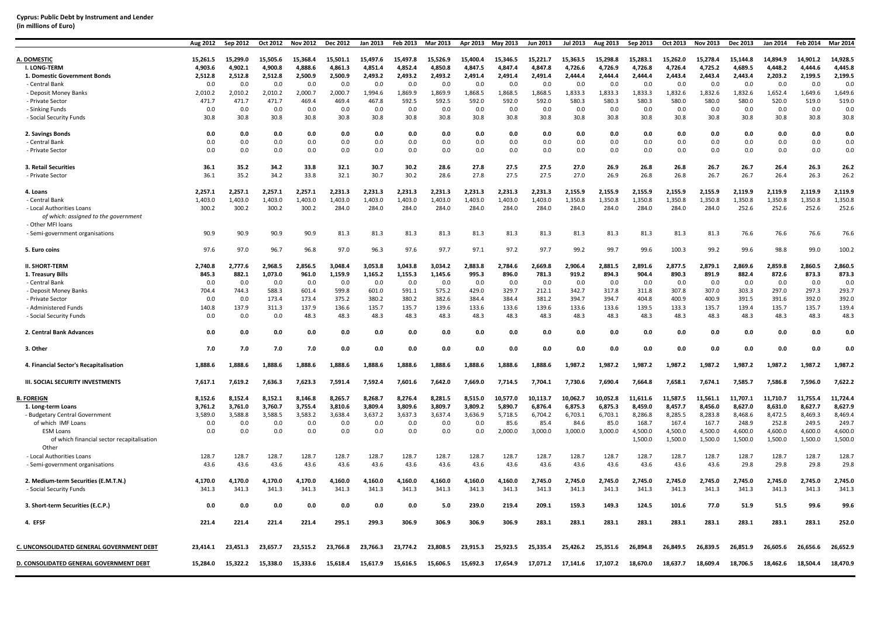**Cyprus: Public Debt by Instrument and Lender**
**(in millions of Euro)**

| | Aug 2012 | Sep 2012 | Oct 2012 | Nov 2012 | Dec 2012 | Jan 2013 | Feb 2013 | Mar 2013 | Apr 2013 | May 2013 | Jun 2013 | Jul 2013 | Aug 2013 | Sep 2013 | Oct 2013 | Nov 2013 | Dec 2013 | Jan 2014 | Feb 2014 | Mar 2014 |
|---|---|---|---|---|---|---|---|---|---|---|---|---|---|---|---|---|---|---|---|---|
| **A. DOMESTIC** | 15,261.5 | 15,299.0 | 15,505.6 | 15,368.4 | 15,501.1 | 15,497.6 | 15,497.8 | 15,526.9 | 15,400.4 | 15,346.5 | 15,221.7 | 15,363.5 | 15,298.8 | 15,283.1 | 15,262.0 | 15,278.4 | 15,144.8 | 14,894.9 | 14,901.2 | 14,928.5 |
| **I. LONG-TERM** | 4,903.6 | 4,902.1 | 4,900.8 | 4,888.6 | 4,861.3 | 4,851.4 | 4,852.4 | 4,850.8 | 4,847.5 | 4,847.4 | 4,847.8 | 4,726.6 | 4,726.9 | 4,726.8 | 4,726.4 | 4,725.2 | 4,689.5 | 4,448.2 | 4,444.6 | 4,445.8 |
| **1. Domestic Government Bonds** | 2,512.8 | 2,512.8 | 2,512.8 | 2,500.9 | 2,500.9 | 2,493.2 | 2,493.2 | 2,493.2 | 2,491.4 | 2,491.4 | 2,491.4 | 2,444.4 | 2,444.4 | 2,444.4 | 2,443.4 | 2,443.4 | 2,443.4 | 2,203.2 | 2,199.5 | 2,199.5 |
| - Central Bank | 0.0 | 0.0 | 0.0 | 0.0 | 0.0 | 0.0 | 0.0 | 0.0 | 0.0 | 0.0 | 0.0 | 0.0 | 0.0 | 0.0 | 0.0 | 0.0 | 0.0 | 0.0 | 0.0 | 0.0 |
| - Deposit Money Banks | 2,010.2 | 2,010.2 | 2,010.2 | 2,000.7 | 2,000.7 | 1,994.6 | 1,869.9 | 1,869.9 | 1,868.5 | 1,868.5 | 1,868.5 | 1,833.3 | 1,833.3 | 1,833.3 | 1,832.6 | 1,832.6 | 1,832.6 | 1,652.4 | 1,649.6 | 1,649.6 |
| - Private Sector | 471.7 | 471.7 | 471.7 | 469.4 | 469.4 | 467.8 | 592.5 | 592.5 | 592.0 | 592.0 | 592.0 | 580.3 | 580.3 | 580.3 | 580.0 | 580.0 | 580.0 | 520.0 | 519.0 | 519.0 |
| - Sinking Funds | 0.0 | 0.0 | 0.0 | 0.0 | 0.0 | 0.0 | 0.0 | 0.0 | 0.0 | 0.0 | 0.0 | 0.0 | 0.0 | 0.0 | 0.0 | 0.0 | 0.0 | 0.0 | 0.0 | 0.0 |
| - Social Security Funds | 30.8 | 30.8 | 30.8 | 30.8 | 30.8 | 30.8 | 30.8 | 30.8 | 30.8 | 30.8 | 30.8 | 30.8 | 30.8 | 30.8 | 30.8 | 30.8 | 30.8 | 30.8 | 30.8 | 30.8 |
| **2. Savings Bonds** | 0.0 | 0.0 | 0.0 | 0.0 | 0.0 | 0.0 | 0.0 | 0.0 | 0.0 | 0.0 | 0.0 | 0.0 | 0.0 | 0.0 | 0.0 | 0.0 | 0.0 | 0.0 | 0.0 | 0.0 |
| - Central Bank | 0.0 | 0.0 | 0.0 | 0.0 | 0.0 | 0.0 | 0.0 | 0.0 | 0.0 | 0.0 | 0.0 | 0.0 | 0.0 | 0.0 | 0.0 | 0.0 | 0.0 | 0.0 | 0.0 | 0.0 |
| - Private Sector | 0.0 | 0.0 | 0.0 | 0.0 | 0.0 | 0.0 | 0.0 | 0.0 | 0.0 | 0.0 | 0.0 | 0.0 | 0.0 | 0.0 | 0.0 | 0.0 | 0.0 | 0.0 | 0.0 | 0.0 |
| **3. Retail Securities** | 36.1 | 35.2 | 34.2 | 33.8 | 32.1 | 30.7 | 30.2 | 28.6 | 27.8 | 27.5 | 27.5 | 27.0 | 26.9 | 26.8 | 26.8 | 26.7 | 26.7 | 26.4 | 26.3 | 26.2 |
| - Private Sector | 36.1 | 35.2 | 34.2 | 33.8 | 32.1 | 30.7 | 30.2 | 28.6 | 27.8 | 27.5 | 27.5 | 27.0 | 26.9 | 26.8 | 26.8 | 26.7 | 26.7 | 26.4 | 26.3 | 26.2 |
| **4. Loans** | 2,257.1 | 2,257.1 | 2,257.1 | 2,257.1 | 2,231.3 | 2,231.3 | 2,231.3 | 2,231.3 | 2,231.3 | 2,231.3 | 2,231.3 | 2,155.9 | 2,155.9 | 2,155.9 | 2,155.9 | 2,155.9 | 2,119.9 | 2,119.9 | 2,119.9 | 2,119.9 |
| - Central Bank | 1,403.0 | 1,403.0 | 1,403.0 | 1,403.0 | 1,403.0 | 1,403.0 | 1,403.0 | 1,403.0 | 1,403.0 | 1,403.0 | 1,403.0 | 1,350.8 | 1,350.8 | 1,350.8 | 1,350.8 | 1,350.8 | 1,350.8 | 1,350.8 | 1,350.8 | 1,350.8 |
| - Local Authorities Loans | 300.2 | 300.2 | 300.2 | 300.2 | 284.0 | 284.0 | 284.0 | 284.0 | 284.0 | 284.0 | 284.0 | 284.0 | 284.0 | 284.0 | 284.0 | 284.0 | 252.6 | 252.6 | 252.6 | 252.6 |
| *of which: assigned to the government* | | | | | | | | | | | | | | | | | | | | |
| - Other MFI loans | | | | | | | | | | | | | | | | | | | | |
| - Semi-government organisations | 90.9 | 90.9 | 90.9 | 90.9 | 81.3 | 81.3 | 81.3 | 81.3 | 81.3 | 81.3 | 81.3 | 81.3 | 81.3 | 81.3 | 81.3 | 81.3 | 76.6 | 76.6 | 76.6 | 76.6 |
| **5. Euro coins** | 97.6 | 97.0 | 96.7 | 96.8 | 97.0 | 96.3 | 97.6 | 97.7 | 97.1 | 97.2 | 97.7 | 99.2 | 99.7 | 99.6 | 100.3 | 99.2 | 99.6 | 98.8 | 99.0 | 100.2 |
| **II. SHORT-TERM** | 2,740.8 | 2,777.6 | 2,968.5 | 2,856.5 | 3,048.4 | 3,053.8 | 3,043.8 | 3,034.2 | 2,883.8 | 2,784.6 | 2,669.8 | 2,906.4 | 2,881.5 | 2,891.6 | 2,877.5 | 2,879.1 | 2,869.6 | 2,859.8 | 2,860.5 | 2,860.5 |
| **1. Treasury Bills** | 845.3 | 882.1 | 1,073.0 | 961.0 | 1,159.9 | 1,165.2 | 1,155.3 | 1,145.6 | 995.3 | 896.0 | 781.3 | 919.2 | 894.3 | 904.4 | 890.3 | 891.9 | 882.4 | 872.6 | 873.3 | 873.3 |
| - Central Bank | 0.0 | 0.0 | 0.0 | 0.0 | 0.0 | 0.0 | 0.0 | 0.0 | 0.0 | 0.0 | 0.0 | 0.0 | 0.0 | 0.0 | 0.0 | 0.0 | 0.0 | 0.0 | 0.0 | 0.0 |
| - Deposit Money Banks | 704.4 | 744.3 | 588.3 | 601.4 | 599.8 | 601.0 | 591.1 | 575.2 | 429.0 | 329.7 | 212.1 | 342.7 | 317.8 | 311.8 | 307.8 | 307.0 | 303.3 | 297.0 | 297.3 | 293.7 |
| - Private Sector | 0.0 | 0.0 | 173.4 | 173.4 | 375.2 | 380.2 | 380.2 | 382.6 | 384.4 | 384.4 | 381.2 | 394.7 | 394.7 | 404.8 | 400.9 | 400.9 | 391.5 | 391.6 | 392.0 | 392.0 |
| - Administered Funds | 140.8 | 137.9 | 311.3 | 137.9 | 136.6 | 135.7 | 135.7 | 139.6 | 133.6 | 133.6 | 139.6 | 133.6 | 133.6 | 139.5 | 133.3 | 135.7 | 139.4 | 135.7 | 135.7 | 139.4 |
| - Social Security Funds | 0.0 | 0.0 | 0.0 | 48.3 | 48.3 | 48.3 | 48.3 | 48.3 | 48.3 | 48.3 | 48.3 | 48.3 | 48.3 | 48.3 | 48.3 | 48.3 | 48.3 | 48.3 | 48.3 | 48.3 |
| **2. Central Bank Advances** | 0.0 | 0.0 | 0.0 | 0.0 | 0.0 | 0.0 | 0.0 | 0.0 | 0.0 | 0.0 | 0.0 | 0.0 | 0.0 | 0.0 | 0.0 | 0.0 | 0.0 | 0.0 | 0.0 | 0.0 |
| **3. Other** | 7.0 | 7.0 | 7.0 | 7.0 | 0.0 | 0.0 | 0.0 | 0.0 | 0.0 | 0.0 | 0.0 | 0.0 | 0.0 | 0.0 | 0.0 | 0.0 | 0.0 | 0.0 | 0.0 | 0.0 |
| **4. Financial Sector's Recapitalisation** | 1,888.6 | 1,888.6 | 1,888.6 | 1,888.6 | 1,888.6 | 1,888.6 | 1,888.6 | 1,888.6 | 1,888.6 | 1,888.6 | 1,888.6 | 1,987.2 | 1,987.2 | 1,987.2 | 1,987.2 | 1,987.2 | 1,987.2 | 1,987.2 | 1,987.2 | 1,987.2 |
| **III. SOCIAL SECURITY INVESTMENTS** | 7,617.1 | 7,619.2 | 7,636.3 | 7,623.3 | 7,591.4 | 7,592.4 | 7,601.6 | 7,642.0 | 7,669.0 | 7,714.5 | 7,704.1 | 7,730.6 | 7,690.4 | 7,664.8 | 7,658.1 | 7,674.1 | 7,585.7 | 7,586.8 | 7,596.0 | 7,622.2 |
| **B. FOREIGN** | 8,152.6 | 8,152.4 | 8,152.1 | 8,146.8 | 8,265.7 | 8,268.7 | 8,276.4 | 8,281.5 | 8,515.0 | 10,577.0 | 10,113.7 | 10,062.7 | 10,052.8 | 11,611.6 | 11,587.5 | 11,561.1 | 11,707.1 | 11,710.7 | 11,755.4 | 11,724.4 |
| **1. Long-term Loans** | 3,761.2 | 3,761.0 | 3,760.7 | 3,755.4 | 3,810.6 | 3,809.4 | 3,809.6 | 3,809.7 | 3,809.2 | 5,890.7 | 6,876.4 | 6,875.3 | 6,875.3 | 8,459.0 | 8,457.7 | 8,456.0 | 8,627.0 | 8,631.0 | 8,627.7 | 8,627.9 |
| - Budgetary Central Government | 3,589.0 | 3,588.8 | 3,588.5 | 3,583.2 | 3,638.4 | 3,637.2 | 3,637.3 | 3,637.4 | 3,636.9 | 5,718.5 | 6,704.2 | 6,703.1 | 6,703.1 | 8,286.8 | 8,285.5 | 8,283.8 | 8,468.6 | 8,472.5 | 8,469.3 | 8,469.4 |
| of which IMF Loans | 0.0 | 0.0 | 0.0 | 0.0 | 0.0 | 0.0 | 0.0 | 0.0 | 0.0 | 85.6 | 85.4 | 84.6 | 85.0 | 168.7 | 167.4 | 167.7 | 248.9 | 252.8 | 249.5 | 249.7 |
| ESM Loans | 0.0 | 0.0 | 0.0 | 0.0 | 0.0 | 0.0 | 0.0 | 0.0 | 0.0 | 2,000.0 | 3,000.0 | 3,000.0 | 3,000.0 | 4,500.0 | 4,500.0 | 4,500.0 | 4,600.0 | 4,600.0 | 4,600.0 | 4,600.0 |
| of which financial sector recapitalisation | | | | | | | | | | | | | | 1,500.0 | 1,500.0 | 1,500.0 | 1,500.0 | 1,500.0 | 1,500.0 | 1,500.0 |
| Other | | | | | | | | | | | | | | | | | | | | |
| - Local Authorities Loans | 128.7 | 128.7 | 128.7 | 128.7 | 128.7 | 128.7 | 128.7 | 128.7 | 128.7 | 128.7 | 128.7 | 128.7 | 128.7 | 128.7 | 128.7 | 128.7 | 128.7 | 128.7 | 128.7 | 128.7 |
| - Semi-government organisations | 43.6 | 43.6 | 43.6 | 43.6 | 43.6 | 43.6 | 43.6 | 43.6 | 43.6 | 43.6 | 43.6 | 43.6 | 43.6 | 43.6 | 43.6 | 43.6 | 29.8 | 29.8 | 29.8 | 29.8 |
| **2. Medium-term Securities (E.M.T.N.)** | 4,170.0 | 4,170.0 | 4,170.0 | 4,170.0 | 4,160.0 | 4,160.0 | 4,160.0 | 4,160.0 | 4,160.0 | 4,160.0 | 2,745.0 | 2,745.0 | 2,745.0 | 2,745.0 | 2,745.0 | 2,745.0 | 2,745.0 | 2,745.0 | 2,745.0 | 2,745.0 |
| - Social Security Funds | 341.3 | 341.3 | 341.3 | 341.3 | 341.3 | 341.3 | 341.3 | 341.3 | 341.3 | 341.3 | 341.3 | 341.3 | 341.3 | 341.3 | 341.3 | 341.3 | 341.3 | 341.3 | 341.3 | 341.3 |
| **3. Short-term Securities (E.C.P.)** | 0.0 | 0.0 | 0.0 | 0.0 | 0.0 | 0.0 | 0.0 | 5.0 | 239.0 | 219.4 | 209.1 | 159.3 | 149.3 | 124.5 | 101.6 | 77.0 | 51.9 | 51.5 | 99.6 | 99.6 |
| **4. EFSF** | 221.4 | 221.4 | 221.4 | 221.4 | 295.1 | 299.3 | 306.9 | 306.9 | 306.9 | 306.9 | 283.1 | 283.1 | 283.1 | 283.1 | 283.1 | 283.1 | 283.1 | 283.1 | 283.1 | 252.0 |
| **C. UNCONSOLIDATED GENERAL GOVERNMENT DEBT** | 23,414.1 | 23,451.3 | 23,657.7 | 23,515.2 | 23,766.8 | 23,766.3 | 23,774.2 | 23,808.5 | 23,915.3 | 25,923.5 | 25,335.4 | 25,426.2 | 25,351.6 | 26,894.8 | 26,849.5 | 26,839.5 | 26,851.9 | 26,605.6 | 26,656.6 | 26,652.9 |
| **D. CONSOLIDATED GENERAL GOVERNMENT DEBT** | 15,284.0 | 15,322.2 | 15,338.0 | 15,333.6 | 15,618.4 | 15,617.9 | 15,616.5 | 15,606.5 | 15,692.3 | 17,654.9 | 17,071.2 | 17,141.6 | 17,107.2 | 18,670.0 | 18,637.7 | 18,609.4 | 18,706.5 | 18,462.6 | 18,504.4 | 18,470.9 |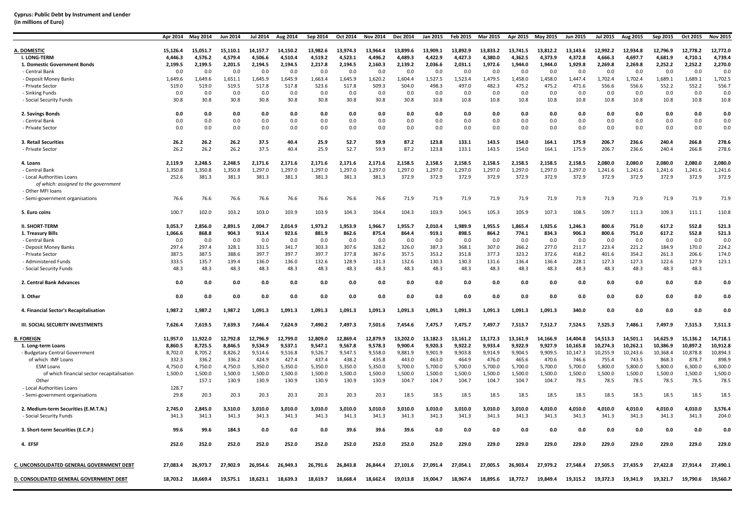**Cyprus: Public Debt by Instrument and Lender**
**(in millions of Euro)**

| | Apr 2014 | May 2014 | Jun 2014 | Jul 2014 | Aug 2014 | Sep 2014 | Oct 2014 | Nov 2014 | Dec 2014 | Jan 2015 | Feb 2015 | Mar 2015 | Apr 2015 | May 2015 | Jun 2015 | Jul 2015 | Aug 2015 | Sep 2015 | Oct 2015 | Nov 2015 |
|---|---|---|---|---|---|---|---|---|---|---|---|---|---|---|---|---|---|---|---|---|
| **A. DOMESTIC** | 15,126.4 | 15,051.7 | 15,110.1 | 14,157.7 | 14,150.2 | 13,982.6 | 13,974.3 | 13,964.4 | 13,899.6 | 13,909.1 | 13,892.9 | 13,833.2 | 13,741.5 | 13,812.2 | 13,143.6 | 12,992.2 | 12,934.8 | 12,796.9 | 12,778.2 | 12,772.0 |
| **I. LONG-TERM** | 4,446.3 | 4,576.2 | 4,579.4 | 4,506.6 | 4,510.4 | 4,519.2 | 4,523.1 | 4,496.2 | 4,489.3 | 4,422.9 | 4,427.3 | 4,380.0 | 4,362.5 | 4,373.9 | 4,372.8 | 4,666.3 | 4,697.7 | 4,681.9 | 4,710.1 | 4,739.4 |
| **1. Domestic Government Bonds** | 2,199.5 | 2,199.5 | 2,201.5 | 2,194.5 | 2,194.5 | 2,217.8 | 2,194.5 | 2,160.3 | 2,139.2 | 2,036.6 | 2,031.1 | 1,972.6 | 1,944.0 | 1,944.0 | 1,929.8 | 2,269.8 | 2,269.8 | 2,252.2 | 2,252.2 | 2,270.0 |
| - Central Bank | 0.0 | 0.0 | 0.0 | 0.0 | 0.0 | 0.0 | 0.0 | 0.0 | 0.0 | 0.0 | 0.0 | 0.0 | 0.0 | 0.0 | 0.0 | 0.0 | 0.0 | 0.0 | 0.0 | 0.0 |
| - Deposit Money Banks | 1,649.6 | 1,649.6 | 1,651.1 | 1,645.9 | 1,645.9 | 1,663.4 | 1,645.9 | 1,620.2 | 1,604.4 | 1,527.5 | 1,523.4 | 1,479.5 | 1,458.0 | 1,458.0 | 1,447.4 | 1,702.4 | 1,702.4 | 1,689.1 | 1,689.1 | 1,702.5 |
| - Private Sector | 519.0 | 519.0 | 519.5 | 517.8 | 517.8 | 523.6 | 517.8 | 509.3 | 504.0 | 498.3 | 497.0 | 482.3 | 475.2 | 475.2 | 471.6 | 556.6 | 556.6 | 552.2 | 552.2 | 556.7 |
| - Sinking Funds | 0.0 | 0.0 | 0.0 | 0.0 | 0.0 | 0.0 | 0.0 | 0.0 | 0.0 | 0.0 | 0.0 | 0.0 | 0.0 | 0.0 | 0.0 | 0.0 | 0.0 | 0.0 | 0.0 | 0.0 |
| - Social Security Funds | 30.8 | 30.8 | 30.8 | 30.8 | 30.8 | 30.8 | 30.8 | 30.8 | 30.8 | 10.8 | 10.8 | 10.8 | 10.8 | 10.8 | 10.8 | 10.8 | 10.8 | 10.8 | 10.8 | 10.8 |
| **2. Savings Bonds** | 0.0 | 0.0 | 0.0 | 0.0 | 0.0 | 0.0 | 0.0 | 0.0 | 0.0 | 0.0 | 0.0 | 0.0 | 0.0 | 0.0 | 0.0 | 0.0 | 0.0 | 0.0 | 0.0 | 0.0 |
| - Central Bank | 0.0 | 0.0 | 0.0 | 0.0 | 0.0 | 0.0 | 0.0 | 0.0 | 0.0 | 0.0 | 0.0 | 0.0 | 0.0 | 0.0 | 0.0 | 0.0 | 0.0 | 0.0 | 0.0 | 0.0 |
| - Private Sector | 0.0 | 0.0 | 0.0 | 0.0 | 0.0 | 0.0 | 0.0 | 0.0 | 0.0 | 0.0 | 0.0 | 0.0 | 0.0 | 0.0 | 0.0 | 0.0 | 0.0 | 0.0 | 0.0 | 0.0 |
| **3. Retail Securities** | 26.2 | 26.2 | 26.2 | 37.5 | 40.4 | 25.9 | 52.7 | 59.9 | 87.2 | 123.8 | 133.1 | 143.5 | 154.0 | 164.1 | 175.9 | 206.7 | 236.6 | 240.4 | 266.8 | 278.6 |
| - Private Sector | 26.2 | 26.2 | 26.2 | 37.5 | 40.4 | 25.9 | 52.7 | 59.9 | 87.2 | 123.8 | 133.1 | 143.5 | 154.0 | 164.1 | 175.9 | 206.7 | 236.6 | 240.4 | 266.8 | 278.6 |
| **4. Loans** | 2,119.9 | 2,248.5 | 2,248.5 | 2,171.6 | 2,171.6 | 2,171.6 | 2,171.6 | 2,171.6 | 2,158.5 | 2,158.5 | 2,158.5 | 2,158.5 | 2,158.5 | 2,158.5 | 2,158.5 | 2,080.0 | 2,080.0 | 2,080.0 | 2,080.0 | 2,080.0 |
| - Central Bank | 1,350.8 | 1,350.8 | 1,350.8 | 1,297.0 | 1,297.0 | 1,297.0 | 1,297.0 | 1,297.0 | 1,297.0 | 1,297.0 | 1,297.0 | 1,297.0 | 1,297.0 | 1,297.0 | 1,297.0 | 1,241.6 | 1,241.6 | 1,241.6 | 1,241.6 | 1,241.6 |
| - Local Authorities Loans | 252.6 | 381.3 | 381.3 | 381.3 | 381.3 | 381.3 | 381.3 | 381.3 | 372.9 | 372.9 | 372.9 | 372.9 | 372.9 | 372.9 | 372.9 | 372.9 | 372.9 | 372.9 | 372.9 | 372.9 |
| *of which: assigned to the government* | | | | | | | | | | | | | | | | | | | | |
| - Other MFI loans | | | | | | | | | | | | | | | | | | | | |
| - Semi-government organisations | 76.6 | 76.6 | 76.6 | 76.6 | 76.6 | 76.6 | 76.6 | 76.6 | 71.9 | 71.9 | 71.9 | 71.9 | 71.9 | 71.9 | 71.9 | 71.9 | 71.9 | 71.9 | 71.9 | 71.9 |
| **5. Euro coins** | 100.7 | 102.0 | 103.2 | 103.0 | 103.9 | 103.9 | 104.3 | 104.4 | 104.3 | 103.9 | 104.5 | 105.3 | 105.9 | 107.3 | 108.5 | 109.7 | 111.3 | 109.3 | 111.1 | 110.8 |
| **II. SHORT-TERM** | 3,053.7 | 2,856.0 | 2,891.5 | 2,004.7 | 2,014.9 | 1,973.2 | 1,953.9 | 1,966.7 | 1,955.7 | 2,010.4 | 1,989.9 | 1,955.5 | 1,865.4 | 1,925.6 | 1,246.3 | 800.6 | 751.0 | 617.2 | 552.8 | 521.3 |
| **1. Treasury Bills** | 1,066.6 | 868.8 | 904.3 | 913.4 | 923.6 | 881.9 | 862.6 | 875.4 | 864.4 | 919.1 | 898.5 | 864.2 | 774.1 | 834.3 | 906.3 | 800.6 | 751.0 | 617.2 | 552.8 | 521.3 |
| - Central Bank | 0.0 | 0.0 | 0.0 | 0.0 | 0.0 | 0.0 | 0.0 | 0.0 | 0.0 | 0.0 | 0.0 | 0.0 | 0.0 | 0.0 | 0.0 | 0.0 | 0.0 | 0.0 | 0.0 | 0.0 |
| - Deposit Money Banks | 297.4 | 297.4 | 328.1 | 331.5 | 341.7 | 303.3 | 307.6 | 328.2 | 326.0 | 387.3 | 368.1 | 307.0 | 266.2 | 277.0 | 211.7 | 223.4 | 221.2 | 184.9 | 170.0 | 224.2 |
| - Private Sector | 387.5 | 387.5 | 388.6 | 397.7 | 397.7 | 397.7 | 377.8 | 367.6 | 357.5 | 353.2 | 351.8 | 377.3 | 323.2 | 372.6 | 418.2 | 401.6 | 354.2 | 261.3 | 206.6 | 174.0 |
| - Administered Funds | 333.5 | 135.7 | 139.4 | 136.0 | 136.0 | 132.6 | 128.9 | 131.3 | 132.6 | 130.3 | 130.3 | 131.6 | 136.4 | 136.4 | 228.1 | 127.3 | 127.3 | 122.6 | 127.9 | 123.1 |
| - Social Security Funds | 48.3 | 48.3 | 48.3 | 48.3 | 48.3 | 48.3 | 48.3 | 48.3 | 48.3 | 48.3 | 48.3 | 48.3 | 48.3 | 48.3 | 48.3 | 48.3 | 48.3 | 48.3 | 48.3 | |
| **2. Central Bank Advances** | 0.0 | 0.0 | 0.0 | 0.0 | 0.0 | 0.0 | 0.0 | 0.0 | 0.0 | 0.0 | 0.0 | 0.0 | 0.0 | 0.0 | 0.0 | 0.0 | 0.0 | 0.0 | 0.0 | 0.0 |
| **3. Other** | 0.0 | 0.0 | 0.0 | 0.0 | 0.0 | 0.0 | 0.0 | 0.0 | 0.0 | 0.0 | 0.0 | 0.0 | 0.0 | 0.0 | 0.0 | 0.0 | 0.0 | 0.0 | 0.0 | 0.0 |
| **4. Financial Sector's Recapitalisation** | 1,987.2 | 1,987.2 | 1,987.2 | 1,091.3 | 1,091.3 | 1,091.3 | 1,091.3 | 1,091.3 | 1,091.3 | 1,091.3 | 1,091.3 | 1,091.3 | 1,091.3 | 1,091.3 | 340.0 | 0.0 | 0.0 | 0.0 | 0.0 | 0.0 |
| **III. SOCIAL SECURITY INVESTMENTS** | 7,626.4 | 7,619.5 | 7,639.3 | 7,646.4 | 7,624.9 | 7,490.2 | 7,497.3 | 7,501.6 | 7,454.6 | 7,475.7 | 7,475.7 | 7,497.7 | 7,513.7 | 7,512.7 | 7,524.5 | 7,525.3 | 7,486.1 | 7,497.9 | 7,515.3 | 7,511.3 |
| **B. FOREIGN** | 11,957.0 | 11,922.0 | 12,792.8 | 12,796.9 | 12,799.0 | 12,809.0 | 12,869.4 | 12,879.9 | 13,202.0 | 13,182.3 | 13,161.2 | 13,172.3 | 13,161.9 | 14,166.9 | 14,404.8 | 14,513.3 | 14,501.1 | 14,625.9 | 15,136.2 | 14,718.1 |
| **1. Long-term Loans** | 8,860.5 | 8,725.5 | 8,846.5 | 9,534.9 | 9,537.1 | 9,547.1 | 9,567.8 | 9,578.3 | 9,900.4 | 9,920.3 | 9,922.2 | 9,933.4 | 9,922.9 | 9,927.9 | 10,165.8 | 10,274.3 | 10,262.1 | 10,386.9 | 10,897.2 | 10,912.8 |
| - Budgetary Central Government | 8,702.0 | 8,705.2 | 8,826.2 | 9,514.6 | 9,516.8 | 9,526.7 | 9,547.5 | 9,558.0 | 9,881.9 | 9,901.9 | 9,903.8 | 9,914.9 | 9,904.5 | 9,909.5 | 10,147.3 | 10,255.9 | 10,243.6 | 10,368.4 | 10,878.8 | 10,894.3 |
| of which IMF Loans | 332.3 | 336.2 | 336.2 | 424.9 | 427.4 | 437.4 | 438.2 | 435.8 | 443.0 | 463.0 | 464.9 | 476.0 | 465.6 | 470.6 | 746.6 | 755.4 | 743.5 | 868.3 | 878.7 | 898.9 |
| ESM Loans | 4,750.0 | 4,750.0 | 4,750.0 | 5,350.0 | 5,350.0 | 5,350.0 | 5,350.0 | 5,350.0 | 5,700.0 | 5,700.0 | 5,700.0 | 5,700.0 | 5,700.0 | 5,700.0 | 5,700.0 | 5,800.0 | 5,800.0 | 5,800.0 | 6,300.0 | 6,300.0 |
| of which financial sector recapitalisation | 1,500.0 | 1,500.0 | 1,500.0 | 1,500.0 | 1,500.0 | 1,500.0 | 1,500.0 | 1,500.0 | 1,500.0 | 1,500.0 | 1,500.0 | 1,500.0 | 1,500.0 | 1,500.0 | 1,500.0 | 1,500.0 | 1,500.0 | 1,500.0 | 1,500.0 | 1,500.0 |
| Other | | 157.1 | 130.9 | 130.9 | 130.9 | 130.9 | 130.9 | 130.9 | 104.7 | 104.7 | 104.7 | 104.7 | 104.7 | 104.7 | 78.5 | 78.5 | 78.5 | 78.5 | 78.5 | 78.5 |
| - Local Authorities Loans | 128.7 | | | | | | | | | | | | | | | | | | | |
| - Semi-government organisations | 29.8 | 20.3 | 20.3 | 20.3 | 20.3 | 20.3 | 20.3 | 20.3 | 18.5 | 18.5 | 18.5 | 18.5 | 18.5 | 18.5 | 18.5 | 18.5 | 18.5 | 18.5 | 18.5 | 18.5 |
| **2. Medium-term Securities (E.M.T.N.)** | 2,745.0 | 2,845.0 | 3,510.0 | 3,010.0 | 3,010.0 | 3,010.0 | 3,010.0 | 3,010.0 | 3,010.0 | 3,010.0 | 3,010.0 | 3,010.0 | 3,010.0 | 4,010.0 | 4,010.0 | 4,010.0 | 4,010.0 | 4,010.0 | 4,010.0 | 3,576.4 |
| - Social Security Funds | 341.3 | 341.3 | 341.3 | 341.3 | 341.3 | 341.3 | 341.3 | 341.3 | 341.3 | 341.3 | 341.3 | 341.3 | 341.3 | 341.3 | 341.3 | 341.3 | 341.3 | 341.3 | 341.3 | 204.0 |
| **3. Short-term Securities (E.C.P.)** | 99.6 | 99.6 | 184.3 | 0.0 | 0.0 | 0.0 | 39.6 | 39.6 | 39.6 | 0.0 | 0.0 | 0.0 | 0.0 | 0.0 | 0.0 | 0.0 | 0.0 | 0.0 | 0.0 | 0.0 |
| **4. EFSF** | 252.0 | 252.0 | 252.0 | 252.0 | 252.0 | 252.0 | 252.0 | 252.0 | 252.0 | 252.0 | 229.0 | 229.0 | 229.0 | 229.0 | 229.0 | 229.0 | 229.0 | 229.0 | 229.0 | 229.0 |
| **C. UNCONSOLIDATED GENERAL GOVERNMENT DEBT** | 27,083.4 | 26,973.7 | 27,902.9 | 26,954.6 | 26,949.3 | 26,791.6 | 26,843.8 | 26,844.4 | 27,101.6 | 27,091.4 | 27,054.1 | 27,005.5 | 26,903.4 | 27,979.2 | 27,548.4 | 27,505.5 | 27,435.9 | 27,422.8 | 27,914.4 | 27,490.1 |
| **D. CONSOLIDATED GENERAL GOVERNMENT DEBT** | 18,703.2 | 18,669.4 | 19,575.1 | 18,623.1 | 18,639.3 | 18,619.7 | 18,668.4 | 18,662.4 | 19,013.8 | 19,004.7 | 18,967.4 | 18,895.6 | 18,772.7 | 19,849.4 | 19,315.2 | 19,372.3 | 19,341.9 | 19,321.7 | 19,790.6 | 19,560.7 |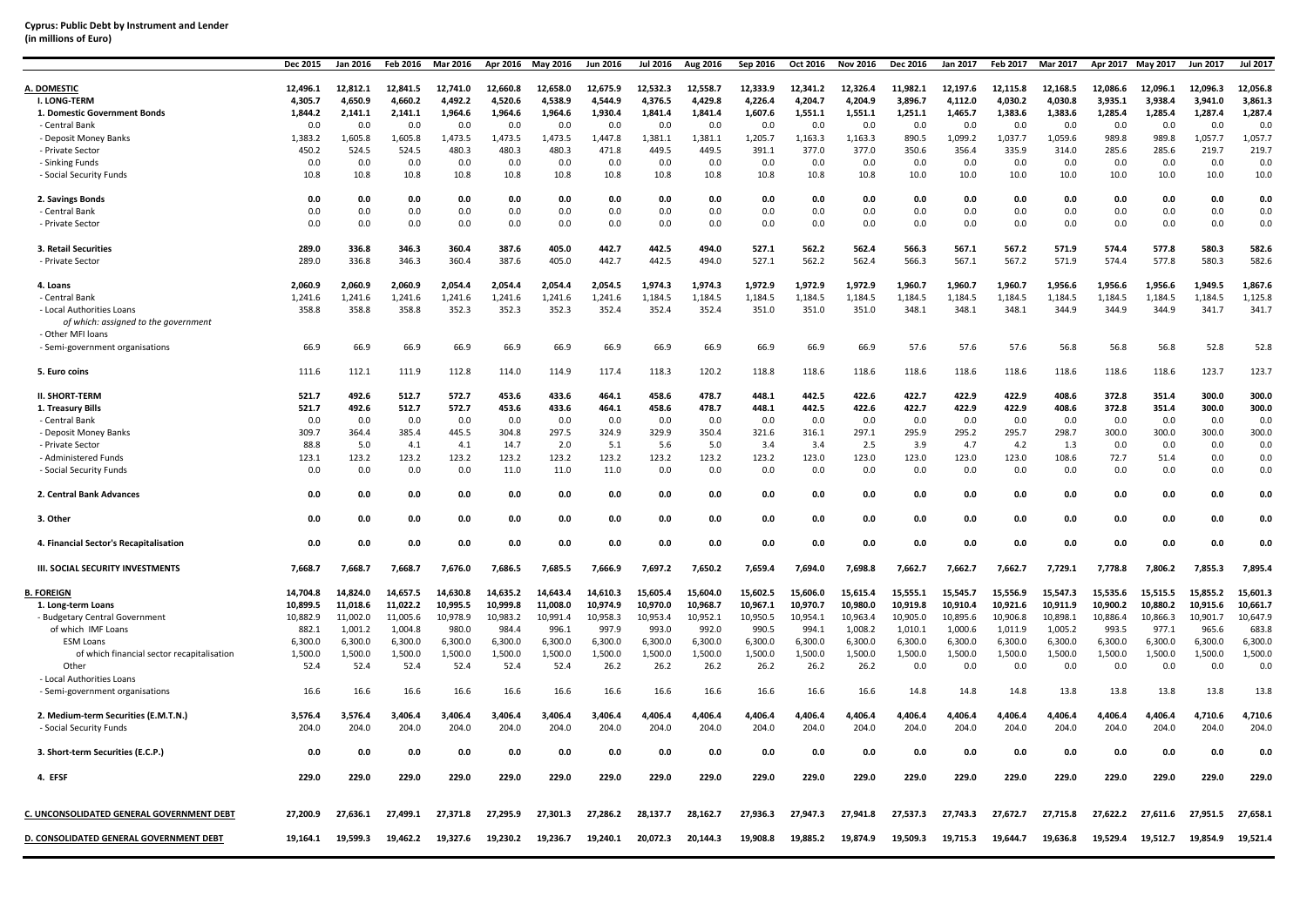**Cyprus: Public Debt by Instrument and Lender**
**(in millions of Euro)**

| | Dec 2015 | Jan 2016 | Feb 2016 | Mar 2016 | Apr 2016 | May 2016 | Jun 2016 | Jul 2016 | Aug 2016 | Sep 2016 | Oct 2016 | Nov 2016 | Dec 2016 | Jan 2017 | Feb 2017 | Mar 2017 | Apr 2017 | May 2017 | Jun 2017 | Jul 2017 |
|---|---|---|---|---|---|---|---|---|---|---|---|---|---|---|---|---|---|---|---|---|
| **A. DOMESTIC** | **12,496.1** | **12,812.1** | **12,841.5** | **12,741.0** | **12,660.8** | **12,658.0** | **12,675.9** | **12,532.3** | **12,558.7** | **12,333.9** | **12,341.2** | **12,326.4** | **11,982.1** | **12,197.6** | **12,115.8** | **12,168.5** | **12,086.6** | **12,096.1** | **12,096.3** | **12,056.8** |
| **I. LONG-TERM** | **4,305.7** | **4,650.9** | **4,660.2** | **4,492.2** | **4,520.6** | **4,538.9** | **4,544.9** | **4,376.5** | **4,429.8** | **4,226.4** | **4,204.7** | **4,204.9** | **3,896.7** | **4,112.0** | **4,030.2** | **4,030.8** | **3,935.1** | **3,938.4** | **3,941.0** | **3,861.3** |
| **1. Domestic Government Bonds** | **1,844.2** | **2,141.1** | **2,141.1** | **1,964.6** | **1,964.6** | **1,964.6** | **1,930.4** | **1,841.4** | **1,841.4** | **1,607.6** | **1,551.1** | **1,551.1** | **1,251.1** | **1,465.7** | **1,383.6** | **1,383.6** | **1,285.4** | **1,285.4** | **1,287.4** | **1,287.4** |
| - Central Bank | 0.0 | 0.0 | 0.0 | 0.0 | 0.0 | 0.0 | 0.0 | 0.0 | 0.0 | 0.0 | 0.0 | 0.0 | 0.0 | 0.0 | 0.0 | 0.0 | 0.0 | 0.0 | 0.0 | 0.0 |
| - Deposit Money Banks | 1,383.2 | 1,605.8 | 1,605.8 | 1,473.5 | 1,473.5 | 1,473.5 | 1,447.8 | 1,381.1 | 1,381.1 | 1,205.7 | 1,163.3 | 1,163.3 | 890.5 | 1,099.2 | 1,037.7 | 1,059.6 | 989.8 | 989.8 | 1,057.7 | 1,057.7 |
| - Private Sector | 450.2 | 524.5 | 524.5 | 480.3 | 480.3 | 480.3 | 471.8 | 449.5 | 449.5 | 391.1 | 377.0 | 377.0 | 350.6 | 356.4 | 335.9 | 314.0 | 285.6 | 285.6 | 219.7 | 219.7 |
| - Sinking Funds | 0.0 | 0.0 | 0.0 | 0.0 | 0.0 | 0.0 | 0.0 | 0.0 | 0.0 | 0.0 | 0.0 | 0.0 | 0.0 | 0.0 | 0.0 | 0.0 | 0.0 | 0.0 | 0.0 | 0.0 |
| - Social Security Funds | 10.8 | 10.8 | 10.8 | 10.8 | 10.8 | 10.8 | 10.8 | 10.8 | 10.8 | 10.8 | 10.8 | 10.8 | 10.0 | 10.0 | 10.0 | 10.0 | 10.0 | 10.0 | 10.0 | 10.0 |
| **2. Savings Bonds** | **0.0** | **0.0** | **0.0** | **0.0** | **0.0** | **0.0** | **0.0** | **0.0** | **0.0** | **0.0** | **0.0** | **0.0** | **0.0** | **0.0** | **0.0** | **0.0** | **0.0** | **0.0** | **0.0** | **0.0** |
| - Central Bank | 0.0 | 0.0 | 0.0 | 0.0 | 0.0 | 0.0 | 0.0 | 0.0 | 0.0 | 0.0 | 0.0 | 0.0 | 0.0 | 0.0 | 0.0 | 0.0 | 0.0 | 0.0 | 0.0 | 0.0 |
| - Private Sector | 0.0 | 0.0 | 0.0 | 0.0 | 0.0 | 0.0 | 0.0 | 0.0 | 0.0 | 0.0 | 0.0 | 0.0 | 0.0 | 0.0 | 0.0 | 0.0 | 0.0 | 0.0 | 0.0 | 0.0 |
| **3. Retail Securities** | **289.0** | **336.8** | **346.3** | **360.4** | **387.6** | **405.0** | **442.7** | **442.5** | **494.0** | **527.1** | **562.2** | **562.4** | **566.3** | **567.1** | **567.2** | **571.9** | **574.4** | **577.8** | **580.3** | **582.6** |
| - Private Sector | 289.0 | 336.8 | 346.3 | 360.4 | 387.6 | 405.0 | 442.7 | 442.5 | 494.0 | 527.1 | 562.2 | 562.4 | 566.3 | 567.1 | 567.2 | 571.9 | 574.4 | 577.8 | 580.3 | 582.6 |
| **4. Loans** | **2,060.9** | **2,060.9** | **2,060.9** | **2,054.4** | **2,054.4** | **2,054.4** | **2,054.5** | **1,974.3** | **1,974.3** | **1,972.9** | **1,972.9** | **1,972.9** | **1,960.7** | **1,960.7** | **1,960.7** | **1,956.6** | **1,956.6** | **1,956.6** | **1,949.5** | **1,867.6** |
| - Central Bank | 1,241.6 | 1,241.6 | 1,241.6 | 1,241.6 | 1,241.6 | 1,241.6 | 1,241.6 | 1,184.5 | 1,184.5 | 1,184.5 | 1,184.5 | 1,184.5 | 1,184.5 | 1,184.5 | 1,184.5 | 1,184.5 | 1,184.5 | 1,184.5 | 1,184.5 | 1,125.8 |
| - Local Authorities Loans | 358.8 | 358.8 | 358.8 | 352.3 | 352.3 | 352.3 | 352.4 | 352.4 | 352.4 | 351.0 | 351.0 | 351.0 | 348.1 | 348.1 | 348.1 | 344.9 | 344.9 | 344.9 | 341.7 | 341.7 |
| *of which: assigned to the government* | | | | | | | | | | | | | | | | | | | | |
| - Other MFI loans | | | | | | | | | | | | | | | | | | | | |
| - Semi-government organisations | 66.9 | 66.9 | 66.9 | 66.9 | 66.9 | 66.9 | 66.9 | 66.9 | 66.9 | 66.9 | 66.9 | 66.9 | 57.6 | 57.6 | 57.6 | 56.8 | 56.8 | 56.8 | 52.8 | 52.8 |
| **5. Euro coins** | 111.6 | 112.1 | 111.9 | 112.8 | 114.0 | 114.9 | 117.4 | 118.3 | 120.2 | 118.8 | 118.6 | 118.6 | 118.6 | 118.6 | 118.6 | 118.6 | 118.6 | 118.6 | 123.7 | 123.7 |
| **II. SHORT-TERM** | **521.7** | **492.6** | **512.7** | **572.7** | **453.6** | **433.6** | **464.1** | **458.6** | **478.7** | **448.1** | **442.5** | **422.6** | **422.7** | **422.9** | **422.9** | **408.6** | **372.8** | **351.4** | **300.0** | **300.0** |
| **1. Treasury Bills** | **521.7** | **492.6** | **512.7** | **572.7** | **453.6** | **433.6** | **464.1** | **458.6** | **478.7** | **448.1** | **442.5** | **422.6** | **422.7** | **422.9** | **422.9** | **408.6** | **372.8** | **351.4** | **300.0** | **300.0** |
| - Central Bank | 0.0 | 0.0 | 0.0 | 0.0 | 0.0 | 0.0 | 0.0 | 0.0 | 0.0 | 0.0 | 0.0 | 0.0 | 0.0 | 0.0 | 0.0 | 0.0 | 0.0 | 0.0 | 0.0 | 0.0 |
| - Deposit Money Banks | 309.7 | 364.4 | 385.4 | 445.5 | 304.8 | 297.5 | 324.9 | 329.9 | 350.4 | 321.6 | 316.1 | 297.1 | 295.9 | 295.2 | 295.7 | 298.7 | 300.0 | 300.0 | 300.0 | 300.0 |
| - Private Sector | 88.8 | 5.0 | 4.1 | 4.1 | 14.7 | 2.0 | 5.1 | 5.6 | 5.0 | 3.4 | 3.4 | 2.5 | 3.9 | 4.7 | 4.2 | 1.3 | 0.0 | 0.0 | 0.0 | 0.0 |
| - Administered Funds | 123.1 | 123.2 | 123.2 | 123.2 | 123.2 | 123.2 | 123.2 | 123.2 | 123.2 | 123.2 | 123.0 | 123.0 | 123.0 | 123.0 | 123.0 | 108.6 | 72.7 | 51.4 | 0.0 | 0.0 |
| - Social Security Funds | 0.0 | 0.0 | 0.0 | 0.0 | 11.0 | 11.0 | 11.0 | 0.0 | 0.0 | 0.0 | 0.0 | 0.0 | 0.0 | 0.0 | 0.0 | 0.0 | 0.0 | 0.0 | 0.0 | 0.0 |
| **2. Central Bank Advances** | **0.0** | **0.0** | **0.0** | **0.0** | **0.0** | **0.0** | **0.0** | **0.0** | **0.0** | **0.0** | **0.0** | **0.0** | **0.0** | **0.0** | **0.0** | **0.0** | **0.0** | **0.0** | **0.0** | **0.0** |
| **3. Other** | **0.0** | **0.0** | **0.0** | **0.0** | **0.0** | **0.0** | **0.0** | **0.0** | **0.0** | **0.0** | **0.0** | **0.0** | **0.0** | **0.0** | **0.0** | **0.0** | **0.0** | **0.0** | **0.0** | **0.0** |
| **4. Financial Sector's Recapitalisation** | **0.0** | **0.0** | **0.0** | **0.0** | **0.0** | **0.0** | **0.0** | **0.0** | **0.0** | **0.0** | **0.0** | **0.0** | **0.0** | **0.0** | **0.0** | **0.0** | **0.0** | **0.0** | **0.0** | **0.0** |
| **III. SOCIAL SECURITY INVESTMENTS** | **7,668.7** | **7,668.7** | **7,668.7** | **7,676.0** | **7,686.5** | **7,685.5** | **7,666.9** | **7,697.2** | **7,650.2** | **7,659.4** | **7,694.0** | **7,698.8** | **7,662.7** | **7,662.7** | **7,662.7** | **7,729.1** | **7,778.8** | **7,806.2** | **7,855.3** | **7,895.4** |
| **B. FOREIGN** | **14,704.8** | **14,824.0** | **14,657.5** | **14,630.8** | **14,635.2** | **14,643.4** | **14,610.3** | **15,605.4** | **15,604.0** | **15,602.5** | **15,606.0** | **15,615.4** | **15,555.1** | **15,545.7** | **15,556.9** | **15,547.3** | **15,535.6** | **15,515.5** | **15,855.2** | **15,601.3** |
| **1. Long-term Loans** | **10,899.5** | **11,018.6** | **11,022.2** | **10,995.5** | **10,999.8** | **11,008.0** | **10,974.9** | **10,970.0** | **10,968.7** | **10,967.1** | **10,970.7** | **10,980.0** | **10,919.8** | **10,910.4** | **10,921.6** | **10,911.9** | **10,900.2** | **10,880.2** | **10,915.6** | **10,661.7** |
| - Budgetary Central Government | 10,882.9 | 11,002.0 | 11,005.6 | 10,978.9 | 10,983.2 | 10,991.4 | 10,958.3 | 10,953.4 | 10,952.1 | 10,950.5 | 10,954.1 | 10,963.4 | 10,905.0 | 10,895.6 | 10,906.8 | 10,898.1 | 10,886.4 | 10,866.3 | 10,901.7 | 10,647.9 |
| of which IMF Loans | 882.1 | 1,001.2 | 1,004.8 | 980.0 | 984.4 | 996.1 | 997.9 | 993.0 | 992.0 | 990.5 | 994.1 | 1,008.2 | 1,010.1 | 1,000.6 | 1,011.9 | 1,005.2 | 993.5 | 977.1 | 965.6 | 683.8 |
| ESM Loans | 6,300.0 | 6,300.0 | 6,300.0 | 6,300.0 | 6,300.0 | 6,300.0 | 6,300.0 | 6,300.0 | 6,300.0 | 6,300.0 | 6,300.0 | 6,300.0 | 6,300.0 | 6,300.0 | 6,300.0 | 6,300.0 | 6,300.0 | 6,300.0 | 6,300.0 | 6,300.0 |
| of which financial sector recapitalisation | 1,500.0 | 1,500.0 | 1,500.0 | 1,500.0 | 1,500.0 | 1,500.0 | 1,500.0 | 1,500.0 | 1,500.0 | 1,500.0 | 1,500.0 | 1,500.0 | 1,500.0 | 1,500.0 | 1,500.0 | 1,500.0 | 1,500.0 | 1,500.0 | 1,500.0 | 1,500.0 |
| Other | 52.4 | 52.4 | 52.4 | 52.4 | 52.4 | 52.4 | 26.2 | 26.2 | 26.2 | 26.2 | 26.2 | 26.2 | 0.0 | 0.0 | 0.0 | 0.0 | 0.0 | 0.0 | 0.0 | 0.0 |
| - Local Authorities Loans | | | | | | | | | | | | | | | | | | | | |
| - Semi-government organisations | 16.6 | 16.6 | 16.6 | 16.6 | 16.6 | 16.6 | 16.6 | 16.6 | 16.6 | 16.6 | 16.6 | 16.6 | 14.8 | 14.8 | 14.8 | 13.8 | 13.8 | 13.8 | 13.8 | 13.8 |
| **2. Medium-term Securities (E.M.T.N.)** | **3,576.4** | **3,576.4** | **3,406.4** | **3,406.4** | **3,406.4** | **3,406.4** | **3,406.4** | **4,406.4** | **4,406.4** | **4,406.4** | **4,406.4** | **4,406.4** | **4,406.4** | **4,406.4** | **4,406.4** | **4,406.4** | **4,406.4** | **4,406.4** | **4,710.6** | **4,710.6** |
| - Social Security Funds | 204.0 | 204.0 | 204.0 | 204.0 | 204.0 | 204.0 | 204.0 | 204.0 | 204.0 | 204.0 | 204.0 | 204.0 | 204.0 | 204.0 | 204.0 | 204.0 | 204.0 | 204.0 | 204.0 | 204.0 |
| **3. Short-term Securities (E.C.P.)** | **0.0** | **0.0** | **0.0** | **0.0** | **0.0** | **0.0** | **0.0** | **0.0** | **0.0** | **0.0** | **0.0** | **0.0** | **0.0** | **0.0** | **0.0** | **0.0** | **0.0** | **0.0** | **0.0** | **0.0** |
| **4. EFSF** | **229.0** | **229.0** | **229.0** | **229.0** | **229.0** | **229.0** | **229.0** | **229.0** | **229.0** | **229.0** | **229.0** | **229.0** | **229.0** | **229.0** | **229.0** | **229.0** | **229.0** | **229.0** | **229.0** | **229.0** |
| **C. UNCONSOLIDATED GENERAL GOVERNMENT DEBT** | **27,200.9** | **27,636.1** | **27,499.1** | **27,371.8** | **27,295.9** | **27,301.3** | **27,286.2** | **28,137.7** | **28,162.7** | **27,936.3** | **27,947.3** | **27,941.8** | **27,537.3** | **27,743.3** | **27,672.7** | **27,715.8** | **27,622.2** | **27,611.6** | **27,951.5** | **27,658.1** |
| **D. CONSOLIDATED GENERAL GOVERNMENT DEBT** | **19,164.1** | **19,599.3** | **19,462.2** | **19,327.6** | **19,230.2** | **19,236.7** | **19,240.1** | **20,072.3** | **20,144.3** | **19,908.8** | **19,885.2** | **19,874.9** | **19,509.3** | **19,715.3** | **19,644.7** | **19,636.8** | **19,529.4** | **19,512.7** | **19,854.9** | **19,521.4** |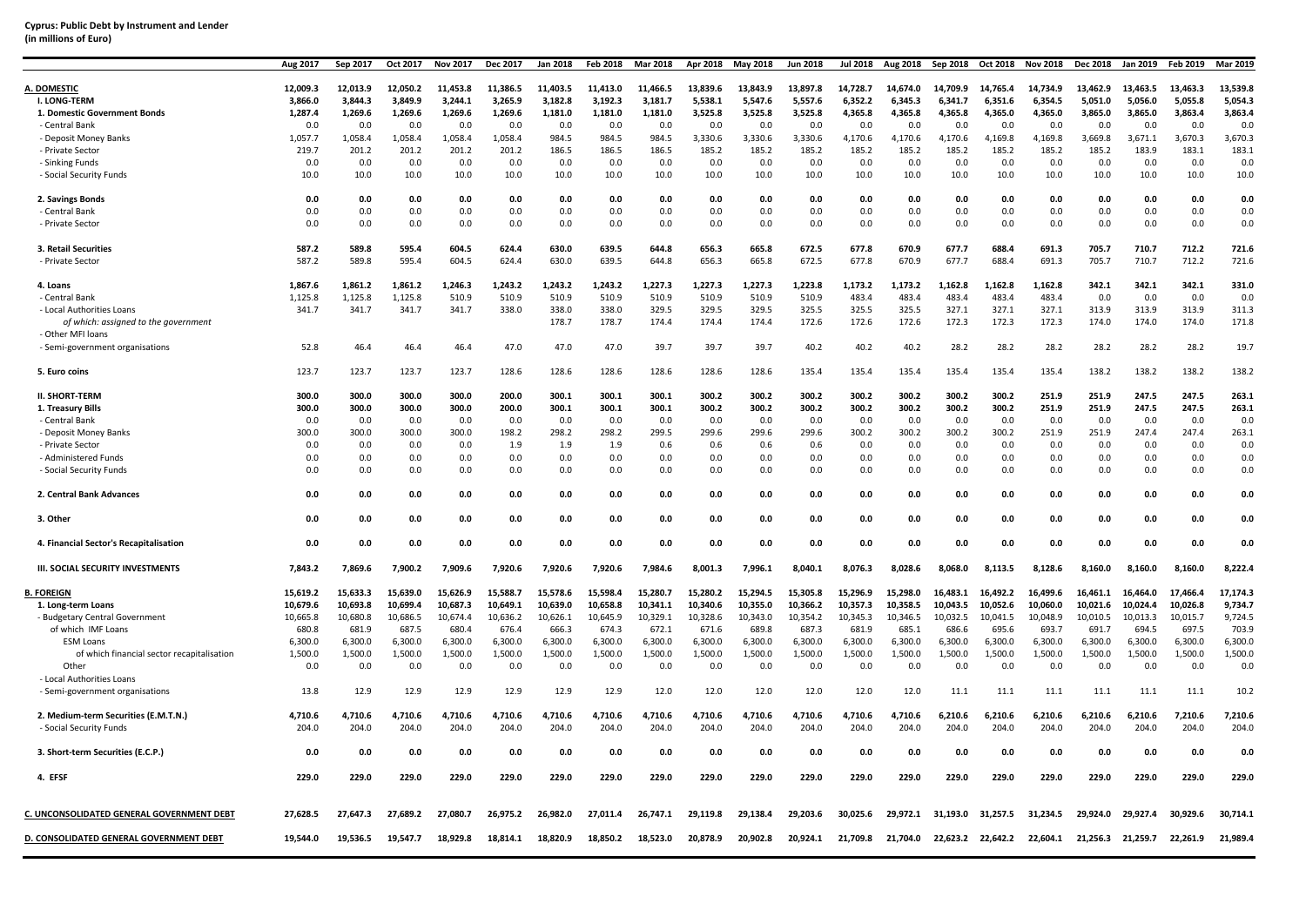**Cyprus: Public Debt by Instrument and Lender**
**(in millions of Euro)**

| | Aug 2017 | Sep 2017 | Oct 2017 | Nov 2017 | Dec 2017 | Jan 2018 | Feb 2018 | Mar 2018 | Apr 2018 | May 2018 | Jun 2018 | Jul 2018 | Aug 2018 | Sep 2018 | Oct 2018 | Nov 2018 | Dec 2018 | Jan 2019 | Feb 2019 | Mar 2019 |
|---|---|---|---|---|---|---|---|---|---|---|---|---|---|---|---|---|---|---|---|---|
| **A. DOMESTIC** | **12,009.3** | **12,013.9** | **12,050.2** | **11,453.8** | **11,386.5** | **11,403.5** | **11,413.0** | **11,466.5** | **13,839.6** | **13,843.9** | **13,897.8** | **14,728.7** | **14,674.0** | **14,709.9** | **14,765.4** | **14,734.9** | **13,462.9** | **13,463.5** | **13,463.3** | **13,539.8** |
| **I. LONG-TERM** | **3,866.0** | **3,844.3** | **3,849.9** | **3,244.1** | **3,265.9** | **3,182.8** | **3,192.3** | **3,181.7** | **5,538.1** | **5,547.6** | **5,557.6** | **6,352.2** | **6,345.3** | **6,341.7** | **6,351.6** | **6,354.5** | **5,051.0** | **5,056.0** | **5,055.8** | **5,054.3** |
| **1. Domestic Government Bonds** | **1,287.4** | **1,269.6** | **1,269.6** | **1,269.6** | **1,269.6** | **1,181.0** | **1,181.0** | **1,181.0** | **3,525.8** | **3,525.8** | **3,525.8** | **4,365.8** | **4,365.8** | **4,365.8** | **4,365.0** | **4,365.0** | **3,865.0** | **3,865.0** | **3,863.4** | **3,863.4** |
| - Central Bank | 0.0 | 0.0 | 0.0 | 0.0 | 0.0 | 0.0 | 0.0 | 0.0 | 0.0 | 0.0 | 0.0 | 0.0 | 0.0 | 0.0 | 0.0 | 0.0 | 0.0 | 0.0 | 0.0 | 0.0 |
| - Deposit Money Banks | 1,057.7 | 1,058.4 | 1,058.4 | 1,058.4 | 1,058.4 | 984.5 | 984.5 | 984.5 | 3,330.6 | 3,330.6 | 3,330.6 | 4,170.6 | 4,170.6 | 4,170.6 | 4,169.8 | 4,169.8 | 3,669.8 | 3,671.1 | 3,670.3 | 3,670.3 |
| - Private Sector | 219.7 | 201.2 | 201.2 | 201.2 | 201.2 | 186.5 | 186.5 | 186.5 | 185.2 | 185.2 | 185.2 | 185.2 | 185.2 | 185.2 | 185.2 | 185.2 | 185.2 | 183.9 | 183.1 | 183.1 |
| - Sinking Funds | 0.0 | 0.0 | 0.0 | 0.0 | 0.0 | 0.0 | 0.0 | 0.0 | 0.0 | 0.0 | 0.0 | 0.0 | 0.0 | 0.0 | 0.0 | 0.0 | 0.0 | 0.0 | 0.0 | 0.0 |
| - Social Security Funds | 10.0 | 10.0 | 10.0 | 10.0 | 10.0 | 10.0 | 10.0 | 10.0 | 10.0 | 10.0 | 10.0 | 10.0 | 10.0 | 10.0 | 10.0 | 10.0 | 10.0 | 10.0 | 10.0 | 10.0 |
| **2. Savings Bonds** | **0.0** | **0.0** | **0.0** | **0.0** | **0.0** | **0.0** | **0.0** | **0.0** | **0.0** | **0.0** | **0.0** | **0.0** | **0.0** | **0.0** | **0.0** | **0.0** | **0.0** | **0.0** | **0.0** | **0.0** |
| - Central Bank | 0.0 | 0.0 | 0.0 | 0.0 | 0.0 | 0.0 | 0.0 | 0.0 | 0.0 | 0.0 | 0.0 | 0.0 | 0.0 | 0.0 | 0.0 | 0.0 | 0.0 | 0.0 | 0.0 | 0.0 |
| - Private Sector | 0.0 | 0.0 | 0.0 | 0.0 | 0.0 | 0.0 | 0.0 | 0.0 | 0.0 | 0.0 | 0.0 | 0.0 | 0.0 | 0.0 | 0.0 | 0.0 | 0.0 | 0.0 | 0.0 | 0.0 |
| **3. Retail Securities** | **587.2** | **589.8** | **595.4** | **604.5** | **624.4** | **630.0** | **639.5** | **644.8** | **656.3** | **665.8** | **672.5** | **677.8** | **670.9** | **677.7** | **688.4** | **691.3** | **705.7** | **710.7** | **712.2** | **721.6** |
| - Private Sector | 587.2 | 589.8 | 595.4 | 604.5 | 624.4 | 630.0 | 639.5 | 644.8 | 656.3 | 665.8 | 672.5 | 677.8 | 670.9 | 677.7 | 688.4 | 691.3 | 705.7 | 710.7 | 712.2 | 721.6 |
| **4. Loans** | **1,867.6** | **1,861.2** | **1,861.2** | **1,246.3** | **1,243.2** | **1,243.2** | **1,243.2** | **1,227.3** | **1,227.3** | **1,227.3** | **1,223.8** | **1,173.2** | **1,173.2** | **1,162.8** | **1,162.8** | **1,162.8** | **342.1** | **342.1** | **342.1** | **331.0** |
| - Central Bank | 1,125.8 | 1,125.8 | 1,125.8 | 510.9 | 510.9 | 510.9 | 510.9 | 510.9 | 510.9 | 510.9 | 510.9 | 483.4 | 483.4 | 483.4 | 483.4 | 483.4 | 0.0 | 0.0 | 0.0 | 0.0 |
| - Local Authorities Loans | 341.7 | 341.7 | 341.7 | 341.7 | 338.0 | 338.0 | 338.0 | 329.5 | 329.5 | 329.5 | 325.5 | 325.5 | 325.5 | 327.1 | 327.1 | 327.1 | 313.9 | 313.9 | 313.9 | 311.3 |
| *of which: assigned to the government* | | | | | | 178.7 | 178.7 | 174.4 | 174.4 | 174.4 | 172.6 | 172.6 | 172.6 | 172.3 | 172.3 | 172.3 | 174.0 | 174.0 | 174.0 | 171.8 |
| - Other MFI loans | | | | | | | | | | | | | | | | | | | | |
| - Semi-government organisations | 52.8 | 46.4 | 46.4 | 46.4 | 47.0 | 47.0 | 47.0 | 39.7 | 39.7 | 39.7 | 40.2 | 40.2 | 40.2 | 28.2 | 28.2 | 28.2 | 28.2 | 28.2 | 28.2 | 19.7 |
| **5. Euro coins** | 123.7 | 123.7 | 123.7 | 123.7 | 128.6 | 128.6 | 128.6 | 128.6 | 128.6 | 128.6 | 135.4 | 135.4 | 135.4 | 135.4 | 135.4 | 135.4 | 138.2 | 138.2 | 138.2 | 138.2 |
| **II. SHORT-TERM** | **300.0** | **300.0** | **300.0** | **300.0** | **200.0** | **300.1** | **300.1** | **300.1** | **300.2** | **300.2** | **300.2** | **300.2** | **300.2** | **300.2** | **300.2** | **251.9** | **251.9** | **247.5** | **247.5** | **263.1** |
| **1. Treasury Bills** | **300.0** | **300.0** | **300.0** | **300.0** | **200.0** | **300.1** | **300.1** | **300.1** | **300.2** | **300.2** | **300.2** | **300.2** | **300.2** | **300.2** | **300.2** | **251.9** | **251.9** | **247.5** | **247.5** | **263.1** |
| - Central Bank | 0.0 | 0.0 | 0.0 | 0.0 | 0.0 | 0.0 | 0.0 | 0.0 | 0.0 | 0.0 | 0.0 | 0.0 | 0.0 | 0.0 | 0.0 | 0.0 | 0.0 | 0.0 | 0.0 | 0.0 |
| - Deposit Money Banks | 300.0 | 300.0 | 300.0 | 300.0 | 198.2 | 298.2 | 298.2 | 299.5 | 299.6 | 299.6 | 299.6 | 300.2 | 300.2 | 300.2 | 300.2 | 251.9 | 251.9 | 247.4 | 247.4 | 263.1 |
| - Private Sector | 0.0 | 0.0 | 0.0 | 0.0 | 1.9 | 1.9 | 1.9 | 0.6 | 0.6 | 0.6 | 0.6 | 0.0 | 0.0 | 0.0 | 0.0 | 0.0 | 0.0 | 0.0 | 0.0 | 0.0 |
| - Administered Funds | 0.0 | 0.0 | 0.0 | 0.0 | 0.0 | 0.0 | 0.0 | 0.0 | 0.0 | 0.0 | 0.0 | 0.0 | 0.0 | 0.0 | 0.0 | 0.0 | 0.0 | 0.0 | 0.0 | 0.0 |
| - Social Security Funds | 0.0 | 0.0 | 0.0 | 0.0 | 0.0 | 0.0 | 0.0 | 0.0 | 0.0 | 0.0 | 0.0 | 0.0 | 0.0 | 0.0 | 0.0 | 0.0 | 0.0 | 0.0 | 0.0 | 0.0 |
| **2. Central Bank Advances** | **0.0** | **0.0** | **0.0** | **0.0** | **0.0** | **0.0** | **0.0** | **0.0** | **0.0** | **0.0** | **0.0** | **0.0** | **0.0** | **0.0** | **0.0** | **0.0** | **0.0** | **0.0** | **0.0** | **0.0** |
| **3. Other** | **0.0** | **0.0** | **0.0** | **0.0** | **0.0** | **0.0** | **0.0** | **0.0** | **0.0** | **0.0** | **0.0** | **0.0** | **0.0** | **0.0** | **0.0** | **0.0** | **0.0** | **0.0** | **0.0** | **0.0** |
| **4. Financial Sector's Recapitalisation** | **0.0** | **0.0** | **0.0** | **0.0** | **0.0** | **0.0** | **0.0** | **0.0** | **0.0** | **0.0** | **0.0** | **0.0** | **0.0** | **0.0** | **0.0** | **0.0** | **0.0** | **0.0** | **0.0** | **0.0** |
| **III. SOCIAL SECURITY INVESTMENTS** | **7,843.2** | **7,869.6** | **7,900.2** | **7,909.6** | **7,920.6** | **7,920.6** | **7,920.6** | **7,984.6** | **8,001.3** | **7,996.1** | **8,040.1** | **8,076.3** | **8,028.6** | **8,068.0** | **8,113.5** | **8,128.6** | **8,160.0** | **8,160.0** | **8,160.0** | **8,222.4** |
| **B. FOREIGN** | **15,619.2** | **15,633.3** | **15,639.0** | **15,626.9** | **15,588.7** | **15,578.6** | **15,598.4** | **15,280.7** | **15,280.2** | **15,294.5** | **15,305.8** | **15,296.9** | **15,298.0** | **16,483.1** | **16,492.2** | **16,499.6** | **16,461.1** | **16,464.0** | **17,466.4** | **17,174.3** |
| **1. Long-term Loans** | **10,679.6** | **10,693.8** | **10,699.4** | **10,687.3** | **10,649.1** | **10,639.0** | **10,658.8** | **10,341.1** | **10,340.6** | **10,355.0** | **10,366.2** | **10,357.3** | **10,358.5** | **10,043.5** | **10,052.6** | **10,060.0** | **10,021.6** | **10,024.4** | **10,026.8** | **9,734.7** |
| - Budgetary Central Government | 10,665.8 | 10,680.8 | 10,686.5 | 10,674.4 | 10,636.2 | 10,626.1 | 10,645.9 | 10,329.1 | 10,328.6 | 10,343.0 | 10,354.2 | 10,345.3 | 10,346.5 | 10,032.5 | 10,041.5 | 10,048.9 | 10,010.5 | 10,013.3 | 10,015.7 | 9,724.5 |
| of which IMF Loans | 680.8 | 681.9 | 687.5 | 680.4 | 676.4 | 666.3 | 674.3 | 672.1 | 671.6 | 689.8 | 687.3 | 681.9 | 685.1 | 686.6 | 695.6 | 693.7 | 691.7 | 694.5 | 697.5 | 703.9 |
| ESM Loans | 6,300.0 | 6,300.0 | 6,300.0 | 6,300.0 | 6,300.0 | 6,300.0 | 6,300.0 | 6,300.0 | 6,300.0 | 6,300.0 | 6,300.0 | 6,300.0 | 6,300.0 | 6,300.0 | 6,300.0 | 6,300.0 | 6,300.0 | 6,300.0 | 6,300.0 | 6,300.0 |
| of which financial sector recapitalisation | 1,500.0 | 1,500.0 | 1,500.0 | 1,500.0 | 1,500.0 | 1,500.0 | 1,500.0 | 1,500.0 | 1,500.0 | 1,500.0 | 1,500.0 | 1,500.0 | 1,500.0 | 1,500.0 | 1,500.0 | 1,500.0 | 1,500.0 | 1,500.0 | 1,500.0 | 1,500.0 |
| Other | 0.0 | 0.0 | 0.0 | 0.0 | 0.0 | 0.0 | 0.0 | 0.0 | 0.0 | 0.0 | 0.0 | 0.0 | 0.0 | 0.0 | 0.0 | 0.0 | 0.0 | 0.0 | 0.0 | 0.0 |
| - Local Authorities Loans | | | | | | | | | | | | | | | | | | | | |
| - Semi-government organisations | 13.8 | 12.9 | 12.9 | 12.9 | 12.9 | 12.9 | 12.9 | 12.0 | 12.0 | 12.0 | 12.0 | 12.0 | 12.0 | 11.1 | 11.1 | 11.1 | 11.1 | 11.1 | 11.1 | 10.2 |
| **2. Medium-term Securities (E.M.T.N.)** | **4,710.6** | **4,710.6** | **4,710.6** | **4,710.6** | **4,710.6** | **4,710.6** | **4,710.6** | **4,710.6** | **4,710.6** | **4,710.6** | **4,710.6** | **4,710.6** | **4,710.6** | **6,210.6** | **6,210.6** | **6,210.6** | **6,210.6** | **6,210.6** | **7,210.6** | **7,210.6** |
| - Social Security Funds | 204.0 | 204.0 | 204.0 | 204.0 | 204.0 | 204.0 | 204.0 | 204.0 | 204.0 | 204.0 | 204.0 | 204.0 | 204.0 | 204.0 | 204.0 | 204.0 | 204.0 | 204.0 | 204.0 | 204.0 |
| **3. Short-term Securities (E.C.P.)** | **0.0** | **0.0** | **0.0** | **0.0** | **0.0** | **0.0** | **0.0** | **0.0** | **0.0** | **0.0** | **0.0** | **0.0** | **0.0** | **0.0** | **0.0** | **0.0** | **0.0** | **0.0** | **0.0** | **0.0** |
| **4. EFSF** | **229.0** | **229.0** | **229.0** | **229.0** | **229.0** | **229.0** | **229.0** | **229.0** | **229.0** | **229.0** | **229.0** | **229.0** | **229.0** | **229.0** | **229.0** | **229.0** | **229.0** | **229.0** | **229.0** | **229.0** |
| **C. UNCONSOLIDATED GENERAL GOVERNMENT DEBT** | **27,628.5** | **27,647.3** | **27,689.2** | **27,080.7** | **26,975.2** | **26,982.0** | **27,011.4** | **26,747.1** | **29,119.8** | **29,138.4** | **29,203.6** | **30,025.6** | **29,972.1** | **31,193.0** | **31,257.5** | **31,234.5** | **29,924.0** | **29,927.4** | **30,929.6** | **30,714.1** |
| **D. CONSOLIDATED GENERAL GOVERNMENT DEBT** | **19,544.0** | **19,536.5** | **19,547.7** | **18,929.8** | **18,814.1** | **18,820.9** | **18,850.2** | **18,523.0** | **20,878.9** | **20,902.8** | **20,924.1** | **21,709.8** | **21,704.0** | **22,623.2** | **22,642.2** | **22,604.1** | **21,256.3** | **21,259.7** | **22,261.9** | **21,989.4** |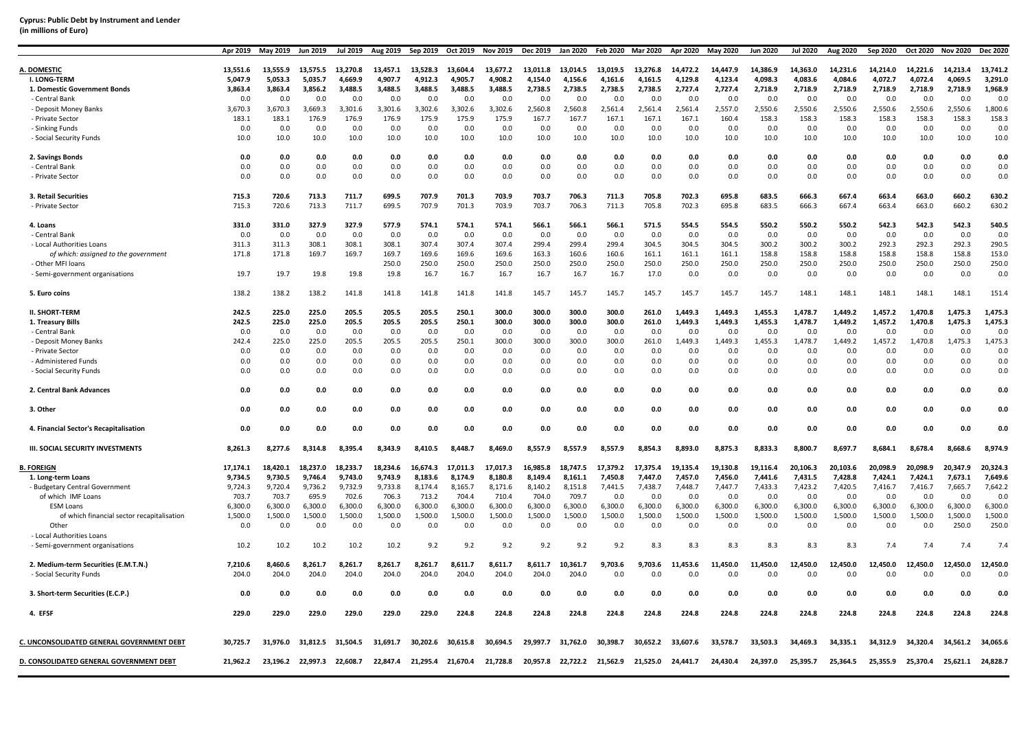**Cyprus: Public Debt by Instrument and Lender**
**(in millions of Euro)**

| | Apr 2019 | May 2019 | Jun 2019 | Jul 2019 | Aug 2019 | Sep 2019 | Oct 2019 | Nov 2019 | Dec 2019 | Jan 2020 | Feb 2020 | Mar 2020 | Apr 2020 | May 2020 | Jun 2020 | Jul 2020 | Aug 2020 | Sep 2020 | Oct 2020 | Nov 2020 | Dec 2020 |
|---|---|---|---|---|---|---|---|---|---|---|---|---|---|---|---|---|---|---|---|---|---|
| **A. DOMESTIC** | **13,551.6** | **13,555.9** | **13,575.5** | **13,270.8** | **13,457.1** | **13,528.3** | **13,604.4** | **13,677.2** | **13,011.8** | **13,014.5** | **13,019.5** | **13,276.8** | **14,472.2** | **14,447.9** | **14,386.9** | **14,363.0** | **14,231.6** | **14,214.0** | **14,221.6** | **14,213.4** | **13,741.2** |
| **I. LONG-TERM** | **5,047.9** | **5,053.3** | **5,035.7** | **4,669.9** | **4,907.7** | **4,912.3** | **4,905.7** | **4,908.2** | **4,154.0** | **4,156.6** | **4,161.6** | **4,161.5** | **4,129.8** | **4,123.4** | **4,098.3** | **4,083.6** | **4,084.6** | **4,072.7** | **4,072.4** | **4,069.5** | **3,291.0** |
| **1. Domestic Government Bonds** | **3,863.4** | **3,863.4** | **3,856.2** | **3,488.5** | **3,488.5** | **3,488.5** | **3,488.5** | **3,488.5** | **2,738.5** | **2,738.5** | **2,738.5** | **2,738.5** | **2,727.4** | **2,727.4** | **2,718.9** | **2,718.9** | **2,718.9** | **2,718.9** | **2,718.9** | **2,718.9** | **1,968.9** |
| - Central Bank | 0.0 | 0.0 | 0.0 | 0.0 | 0.0 | 0.0 | 0.0 | 0.0 | 0.0 | 0.0 | 0.0 | 0.0 | 0.0 | 0.0 | 0.0 | 0.0 | 0.0 | 0.0 | 0.0 | 0.0 | 0.0 |
| - Deposit Money Banks | 3,670.3 | 3,670.3 | 3,669.3 | 3,301.6 | 3,301.6 | 3,302.6 | 3,302.6 | 3,302.6 | 2,560.8 | 2,560.8 | 2,561.4 | 2,561.4 | 2,561.4 | 2,557.0 | 2,550.6 | 2,550.6 | 2,550.6 | 2,550.6 | 2,550.6 | 2,550.6 | 1,800.6 |
| - Private Sector | 183.1 | 183.1 | 176.9 | 176.9 | 176.9 | 175.9 | 175.9 | 175.9 | 167.7 | 167.7 | 167.1 | 167.1 | 167.1 | 160.4 | 158.3 | 158.3 | 158.3 | 158.3 | 158.3 | 158.3 | 158.3 |
| - Sinking Funds | 0.0 | 0.0 | 0.0 | 0.0 | 0.0 | 0.0 | 0.0 | 0.0 | 0.0 | 0.0 | 0.0 | 0.0 | 0.0 | 0.0 | 0.0 | 0.0 | 0.0 | 0.0 | 0.0 | 0.0 | 0.0 |
| - Social Security Funds | 10.0 | 10.0 | 10.0 | 10.0 | 10.0 | 10.0 | 10.0 | 10.0 | 10.0 | 10.0 | 10.0 | 10.0 | 10.0 | 10.0 | 10.0 | 10.0 | 10.0 | 10.0 | 10.0 | 10.0 | 10.0 |
| **2. Savings Bonds** | **0.0** | **0.0** | **0.0** | **0.0** | **0.0** | **0.0** | **0.0** | **0.0** | **0.0** | **0.0** | **0.0** | **0.0** | **0.0** | **0.0** | **0.0** | **0.0** | **0.0** | **0.0** | **0.0** | **0.0** | **0.0** |
| - Central Bank | 0.0 | 0.0 | 0.0 | 0.0 | 0.0 | 0.0 | 0.0 | 0.0 | 0.0 | 0.0 | 0.0 | 0.0 | 0.0 | 0.0 | 0.0 | 0.0 | 0.0 | 0.0 | 0.0 | 0.0 | 0.0 |
| - Private Sector | 0.0 | 0.0 | 0.0 | 0.0 | 0.0 | 0.0 | 0.0 | 0.0 | 0.0 | 0.0 | 0.0 | 0.0 | 0.0 | 0.0 | 0.0 | 0.0 | 0.0 | 0.0 | 0.0 | 0.0 | 0.0 |
| **3. Retail Securities** | **715.3** | **720.6** | **713.3** | **711.7** | **699.5** | **707.9** | **701.3** | **703.9** | **703.7** | **706.3** | **711.3** | **705.8** | **702.3** | **695.8** | **683.5** | **666.3** | **667.4** | **663.4** | **663.0** | **660.2** | **630.2** |
| - Private Sector | 715.3 | 720.6 | 713.3 | 711.7 | 699.5 | 707.9 | 701.3 | 703.9 | 703.7 | 706.3 | 711.3 | 705.8 | 702.3 | 695.8 | 683.5 | 666.3 | 667.4 | 663.4 | 663.0 | 660.2 | 630.2 |
| **4. Loans** | **331.0** | **331.0** | **327.9** | **327.9** | **577.9** | **574.1** | **574.1** | **574.1** | **566.1** | **566.1** | **566.1** | **571.5** | **554.5** | **554.5** | **550.2** | **550.2** | **550.2** | **542.3** | **542.3** | **542.3** | **540.5** |
| - Central Bank | 0.0 | 0.0 | 0.0 | 0.0 | 0.0 | 0.0 | 0.0 | 0.0 | 0.0 | 0.0 | 0.0 | 0.0 | 0.0 | 0.0 | 0.0 | 0.0 | 0.0 | 0.0 | 0.0 | 0.0 | 0.0 |
| - Local Authorities Loans | 311.3 | 311.3 | 308.1 | 308.1 | 308.1 | 307.4 | 307.4 | 307.4 | 299.4 | 299.4 | 299.4 | 304.5 | 304.5 | 304.5 | 300.2 | 300.2 | 300.2 | 292.3 | 292.3 | 292.3 | 290.5 |
| *of which: assigned to the government* | 171.8 | 171.8 | 169.7 | 169.7 | 169.7 | 169.6 | 169.6 | 169.6 | 163.3 | 160.6 | 160.6 | 161.1 | 161.1 | 161.1 | 158.8 | 158.8 | 158.8 | 158.8 | 158.8 | 158.8 | 153.0 |
| - Other MFI loans | | | | | 250.0 | 250.0 | 250.0 | 250.0 | 250.0 | 250.0 | 250.0 | 250.0 | 250.0 | 250.0 | 250.0 | 250.0 | 250.0 | 250.0 | 250.0 | 250.0 | 250.0 |
| - Semi-government organisations | 19.7 | 19.7 | 19.8 | 19.8 | 19.8 | 16.7 | 16.7 | 16.7 | 16.7 | 16.7 | 16.7 | 17.0 | 0.0 | 0.0 | 0.0 | 0.0 | 0.0 | 0.0 | 0.0 | 0.0 | 0.0 |
| **5. Euro coins** | 138.2 | 138.2 | 138.2 | 141.8 | 141.8 | 141.8 | 141.8 | 141.8 | 145.7 | 145.7 | 145.7 | 145.7 | 145.7 | 145.7 | 145.7 | 148.1 | 148.1 | 148.1 | 148.1 | 148.1 | 151.4 |
| **II. SHORT-TERM** | **242.5** | **225.0** | **225.0** | **205.5** | **205.5** | **205.5** | **250.1** | **300.0** | **300.0** | **300.0** | **300.0** | **261.0** | **1,449.3** | **1,449.3** | **1,455.3** | **1,478.7** | **1,449.2** | **1,457.2** | **1,470.8** | **1,475.3** | **1,475.3** |
| **1. Treasury Bills** | **242.5** | **225.0** | **225.0** | **205.5** | **205.5** | **205.5** | **250.1** | **300.0** | **300.0** | **300.0** | **300.0** | **261.0** | **1,449.3** | **1,449.3** | **1,455.3** | **1,478.7** | **1,449.2** | **1,457.2** | **1,470.8** | **1,475.3** | **1,475.3** |
| - Central Bank | 0.0 | 0.0 | 0.0 | 0.0 | 0.0 | 0.0 | 0.0 | 0.0 | 0.0 | 0.0 | 0.0 | 0.0 | 0.0 | 0.0 | 0.0 | 0.0 | 0.0 | 0.0 | 0.0 | 0.0 | 0.0 |
| - Deposit Money Banks | 242.4 | 225.0 | 225.0 | 205.5 | 205.5 | 205.5 | 250.1 | 300.0 | 300.0 | 300.0 | 300.0 | 261.0 | 1,449.3 | 1,449.3 | 1,455.3 | 1,478.7 | 1,449.2 | 1,457.2 | 1,470.8 | 1,475.3 | 1,475.3 |
| - Private Sector | 0.0 | 0.0 | 0.0 | 0.0 | 0.0 | 0.0 | 0.0 | 0.0 | 0.0 | 0.0 | 0.0 | 0.0 | 0.0 | 0.0 | 0.0 | 0.0 | 0.0 | 0.0 | 0.0 | 0.0 | 0.0 |
| - Administered Funds | 0.0 | 0.0 | 0.0 | 0.0 | 0.0 | 0.0 | 0.0 | 0.0 | 0.0 | 0.0 | 0.0 | 0.0 | 0.0 | 0.0 | 0.0 | 0.0 | 0.0 | 0.0 | 0.0 | 0.0 | 0.0 |
| - Social Security Funds | 0.0 | 0.0 | 0.0 | 0.0 | 0.0 | 0.0 | 0.0 | 0.0 | 0.0 | 0.0 | 0.0 | 0.0 | 0.0 | 0.0 | 0.0 | 0.0 | 0.0 | 0.0 | 0.0 | 0.0 | 0.0 |
| **2. Central Bank Advances** | **0.0** | **0.0** | **0.0** | **0.0** | **0.0** | **0.0** | **0.0** | **0.0** | **0.0** | **0.0** | **0.0** | **0.0** | **0.0** | **0.0** | **0.0** | **0.0** | **0.0** | **0.0** | **0.0** | **0.0** | **0.0** |
| **3. Other** | **0.0** | **0.0** | **0.0** | **0.0** | **0.0** | **0.0** | **0.0** | **0.0** | **0.0** | **0.0** | **0.0** | **0.0** | **0.0** | **0.0** | **0.0** | **0.0** | **0.0** | **0.0** | **0.0** | **0.0** | **0.0** |
| **4. Financial Sector's Recapitalisation** | **0.0** | **0.0** | **0.0** | **0.0** | **0.0** | **0.0** | **0.0** | **0.0** | **0.0** | **0.0** | **0.0** | **0.0** | **0.0** | **0.0** | **0.0** | **0.0** | **0.0** | **0.0** | **0.0** | **0.0** | **0.0** |
| **III. SOCIAL SECURITY INVESTMENTS** | **8,261.3** | **8,277.6** | **8,314.8** | **8,395.4** | **8,343.9** | **8,410.5** | **8,448.7** | **8,469.0** | **8,557.9** | **8,557.9** | **8,557.9** | **8,854.3** | **8,893.0** | **8,875.3** | **8,833.3** | **8,800.7** | **8,697.7** | **8,684.1** | **8,678.4** | **8,668.6** | **8,974.9** |
| **B. FOREIGN** | **17,174.1** | **18,420.1** | **18,237.0** | **18,233.7** | **18,234.6** | **16,674.3** | **17,011.3** | **17,017.3** | **16,985.8** | **18,747.5** | **17,379.2** | **17,375.4** | **19,135.4** | **19,130.8** | **19,116.4** | **20,106.3** | **20,103.6** | **20,098.9** | **20,098.9** | **20,347.9** | **20,324.3** |
| **1. Long-term Loans** | **9,734.5** | **9,730.5** | **9,746.4** | **9,743.0** | **9,743.9** | **8,183.6** | **8,174.9** | **8,180.8** | **8,149.4** | **8,161.1** | **7,450.8** | **7,447.0** | **7,457.0** | **7,456.0** | **7,441.6** | **7,431.5** | **7,428.8** | **7,424.1** | **7,424.1** | **7,673.1** | **7,649.6** |
| - Budgetary Central Government | 9,724.3 | 9,720.4 | 9,736.2 | 9,732.9 | 9,733.8 | 8,174.4 | 8,165.7 | 8,171.6 | 8,140.2 | 8,151.8 | 7,441.5 | 7,438.7 | 7,448.7 | 7,447.7 | 7,433.3 | 7,423.2 | 7,420.5 | 7,416.7 | 7,416.7 | 7,665.7 | 7,642.2 |
| of which IMF Loans | 703.7 | 703.7 | 695.9 | 702.6 | 706.3 | 713.2 | 704.4 | 710.4 | 704.0 | 709.7 | 0.0 | 0.0 | 0.0 | 0.0 | 0.0 | 0.0 | 0.0 | 0.0 | 0.0 | 0.0 | 0.0 |
| ESM Loans | 6,300.0 | 6,300.0 | 6,300.0 | 6,300.0 | 6,300.0 | 6,300.0 | 6,300.0 | 6,300.0 | 6,300.0 | 6,300.0 | 6,300.0 | 6,300.0 | 6,300.0 | 6,300.0 | 6,300.0 | 6,300.0 | 6,300.0 | 6,300.0 | 6,300.0 | 6,300.0 | 6,300.0 |
| of which financial sector recapitalisation | 1,500.0 | 1,500.0 | 1,500.0 | 1,500.0 | 1,500.0 | 1,500.0 | 1,500.0 | 1,500.0 | 1,500.0 | 1,500.0 | 1,500.0 | 1,500.0 | 1,500.0 | 1,500.0 | 1,500.0 | 1,500.0 | 1,500.0 | 1,500.0 | 1,500.0 | 1,500.0 | 1,500.0 |
| Other | 0.0 | 0.0 | 0.0 | 0.0 | 0.0 | 0.0 | 0.0 | 0.0 | 0.0 | 0.0 | 0.0 | 0.0 | 0.0 | 0.0 | 0.0 | 0.0 | 0.0 | 0.0 | 0.0 | 250.0 | 250.0 |
| - Local Authorities Loans | | | | | | | | | | | | | | | | | | | | | |
| - Semi-government organisations | 10.2 | 10.2 | 10.2 | 10.2 | 10.2 | 9.2 | 9.2 | 9.2 | 9.2 | 9.2 | 9.2 | 8.3 | 8.3 | 8.3 | 8.3 | 8.3 | 8.3 | 7.4 | 7.4 | 7.4 | 7.4 |
| **2. Medium-term Securities (E.M.T.N.)** | **7,210.6** | **8,460.6** | **8,261.7** | **8,261.7** | **8,261.7** | **8,261.7** | **8,611.7** | **8,611.7** | **8,611.7** | **10,361.7** | **9,703.6** | **9,703.6** | **11,453.6** | **11,450.0** | **11,450.0** | **12,450.0** | **12,450.0** | **12,450.0** | **12,450.0** | **12,450.0** | **12,450.0** |
| - Social Security Funds | 204.0 | 204.0 | 204.0 | 204.0 | 204.0 | 204.0 | 204.0 | 204.0 | 204.0 | 204.0 | 0.0 | 0.0 | 0.0 | 0.0 | 0.0 | 0.0 | 0.0 | 0.0 | 0.0 | 0.0 | 0.0 |
| **3. Short-term Securities (E.C.P.)** | **0.0** | **0.0** | **0.0** | **0.0** | **0.0** | **0.0** | **0.0** | **0.0** | **0.0** | **0.0** | **0.0** | **0.0** | **0.0** | **0.0** | **0.0** | **0.0** | **0.0** | **0.0** | **0.0** | **0.0** | **0.0** |
| **4. EFSF** | **229.0** | **229.0** | **229.0** | **229.0** | **229.0** | **229.0** | **224.8** | **224.8** | **224.8** | **224.8** | **224.8** | **224.8** | **224.8** | **224.8** | **224.8** | **224.8** | **224.8** | **224.8** | **224.8** | **224.8** | **224.8** |
| **C. UNCONSOLIDATED GENERAL GOVERNMENT DEBT** | **30,725.7** | **31,976.0** | **31,812.5** | **31,504.5** | **31,691.7** | **30,202.6** | **30,615.8** | **30,694.5** | **29,997.7** | **31,762.0** | **30,398.7** | **30,652.2** | **33,607.6** | **33,578.7** | **33,503.3** | **34,469.3** | **34,335.1** | **34,312.9** | **34,320.4** | **34,561.2** | **34,065.6** |
| **D. CONSOLIDATED GENERAL GOVERNMENT DEBT** | **21,962.2** | **23,196.2** | **22,997.3** | **22,608.7** | **22,847.4** | **21,295.4** | **21,670.4** | **21,728.8** | **20,957.8** | **22,722.2** | **21,562.9** | **21,525.0** | **24,441.7** | **24,430.4** | **24,397.0** | **25,395.7** | **25,364.5** | **25,355.9** | **25,370.4** | **25,621.1** | **24,828.7** |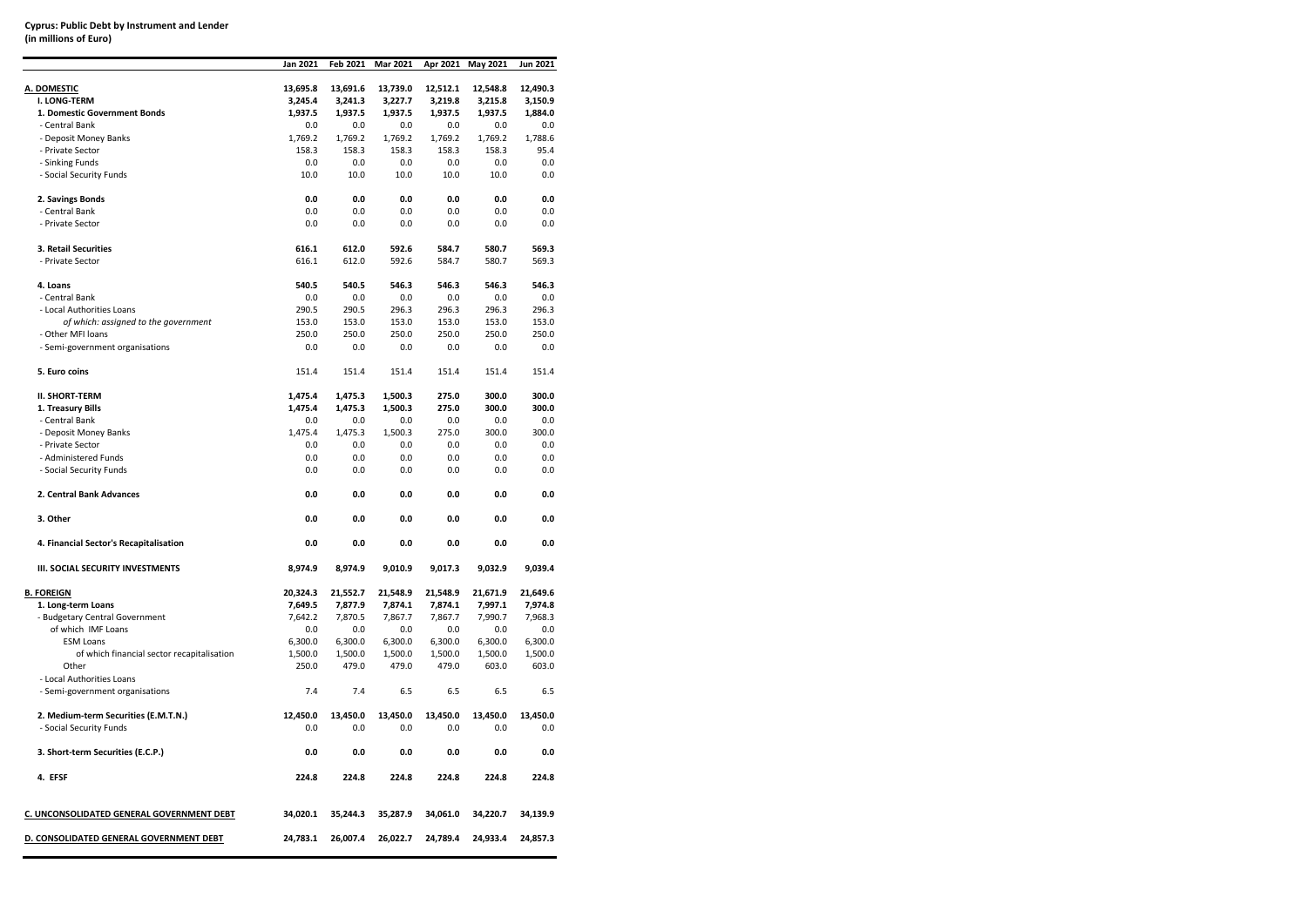**Cyprus: Public Debt by Instrument and Lender**
**(in millions of Euro)**

| | Jan 2021 | Feb 2021 | Mar 2021 | Apr 2021 | May 2021 | Jun 2021 |
|---|---|---|---|---|---|---|
| **A. DOMESTIC** | **13,695.8** | **13,691.6** | **13,739.0** | **12,512.1** | **12,548.8** | **12,490.3** |
| **I. LONG-TERM** | **3,245.4** | **3,241.3** | **3,227.7** | **3,219.8** | **3,215.8** | **3,150.9** |
| **1. Domestic Government Bonds** | **1,937.5** | **1,937.5** | **1,937.5** | **1,937.5** | **1,937.5** | **1,884.0** |
| - Central Bank | 0.0 | 0.0 | 0.0 | 0.0 | 0.0 | 0.0 |
| - Deposit Money Banks | 1,769.2 | 1,769.2 | 1,769.2 | 1,769.2 | 1,769.2 | 1,788.6 |
| - Private Sector | 158.3 | 158.3 | 158.3 | 158.3 | 158.3 | 95.4 |
| - Sinking Funds | 0.0 | 0.0 | 0.0 | 0.0 | 0.0 | 0.0 |
| - Social Security Funds | 10.0 | 10.0 | 10.0 | 10.0 | 10.0 | 0.0 |
| **2. Savings Bonds** | **0.0** | **0.0** | **0.0** | **0.0** | **0.0** | **0.0** |
| - Central Bank | 0.0 | 0.0 | 0.0 | 0.0 | 0.0 | 0.0 |
| - Private Sector | 0.0 | 0.0 | 0.0 | 0.0 | 0.0 | 0.0 |
| **3. Retail Securities** | **616.1** | **612.0** | **592.6** | **584.7** | **580.7** | **569.3** |
| - Private Sector | 616.1 | 612.0 | 592.6 | 584.7 | 580.7 | 569.3 |
| **4. Loans** | **540.5** | **540.5** | **546.3** | **546.3** | **546.3** | **546.3** |
| - Central Bank | 0.0 | 0.0 | 0.0 | 0.0 | 0.0 | 0.0 |
| - Local Authorities Loans | 290.5 | 290.5 | 296.3 | 296.3 | 296.3 | 296.3 |
| *of which: assigned to the government* | 153.0 | 153.0 | 153.0 | 153.0 | 153.0 | 153.0 |
| - Other MFI loans | 250.0 | 250.0 | 250.0 | 250.0 | 250.0 | 250.0 |
| - Semi-government organisations | 0.0 | 0.0 | 0.0 | 0.0 | 0.0 | 0.0 |
| **5. Euro coins** | 151.4 | 151.4 | 151.4 | 151.4 | 151.4 | 151.4 |
| **II. SHORT-TERM** | **1,475.4** | **1,475.3** | **1,500.3** | **275.0** | **300.0** | **300.0** |
| **1. Treasury Bills** | **1,475.4** | **1,475.3** | **1,500.3** | **275.0** | **300.0** | **300.0** |
| - Central Bank | 0.0 | 0.0 | 0.0 | 0.0 | 0.0 | 0.0 |
| - Deposit Money Banks | 1,475.4 | 1,475.3 | 1,500.3 | 275.0 | 300.0 | 300.0 |
| - Private Sector | 0.0 | 0.0 | 0.0 | 0.0 | 0.0 | 0.0 |
| - Administered Funds | 0.0 | 0.0 | 0.0 | 0.0 | 0.0 | 0.0 |
| - Social Security Funds | 0.0 | 0.0 | 0.0 | 0.0 | 0.0 | 0.0 |
| **2. Central Bank Advances** | **0.0** | **0.0** | **0.0** | **0.0** | **0.0** | **0.0** |
| **3. Other** | **0.0** | **0.0** | **0.0** | **0.0** | **0.0** | **0.0** |
| **4. Financial Sector's Recapitalisation** | **0.0** | **0.0** | **0.0** | **0.0** | **0.0** | **0.0** |
| **III. SOCIAL SECURITY INVESTMENTS** | **8,974.9** | **8,974.9** | **9,010.9** | **9,017.3** | **9,032.9** | **9,039.4** |
| **B. FOREIGN** | **20,324.3** | **21,552.7** | **21,548.9** | **21,548.9** | **21,671.9** | **21,649.6** |
| **1. Long-term Loans** | **7,649.5** | **7,877.9** | **7,874.1** | **7,874.1** | **7,997.1** | **7,974.8** |
| - Budgetary Central Government | 7,642.2 | 7,870.5 | 7,867.7 | 7,867.7 | 7,990.7 | 7,968.3 |
| of which IMF Loans | 0.0 | 0.0 | 0.0 | 0.0 | 0.0 | 0.0 |
| ESM Loans | 6,300.0 | 6,300.0 | 6,300.0 | 6,300.0 | 6,300.0 | 6,300.0 |
| of which financial sector recapitalisation | 1,500.0 | 1,500.0 | 1,500.0 | 1,500.0 | 1,500.0 | 1,500.0 |
| Other | 250.0 | 479.0 | 479.0 | 479.0 | 603.0 | 603.0 |
| - Local Authorities Loans | | | | | | |
| - Semi-government organisations | 7.4 | 7.4 | 6.5 | 6.5 | 6.5 | 6.5 |
| **2. Medium-term Securities (E.M.T.N.)** | **12,450.0** | **13,450.0** | **13,450.0** | **13,450.0** | **13,450.0** | **13,450.0** |
| - Social Security Funds | 0.0 | 0.0 | 0.0 | 0.0 | 0.0 | 0.0 |
| **3. Short-term Securities (E.C.P.)** | **0.0** | **0.0** | **0.0** | **0.0** | **0.0** | **0.0** |
| **4. EFSF** | **224.8** | **224.8** | **224.8** | **224.8** | **224.8** | **224.8** |
| **C. UNCONSOLIDATED GENERAL GOVERNMENT DEBT** | **34,020.1** | **35,244.3** | **35,287.9** | **34,061.0** | **34,220.7** | **34,139.9** |
| **D. CONSOLIDATED GENERAL GOVERNMENT DEBT** | **24,783.1** | **26,007.4** | **26,022.7** | **24,789.4** | **24,933.4** | **24,857.3** |